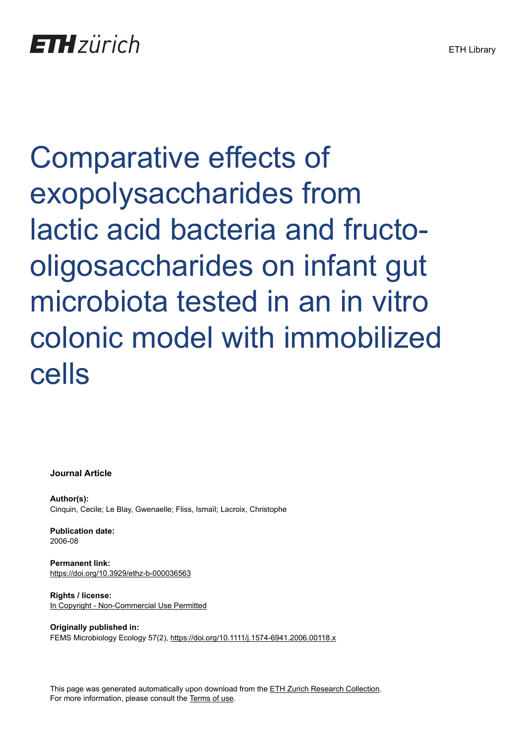ETH zürich

ETH Library

# Comparative effects of exopolysaccharides from lactic acid bacteria and fructo-oligosaccharides on infant gut microbiota tested in an in vitro colonic model with immobilized cells

**Journal Article**

**Author(s):**
Cinquin, Cecile; Le Blay, Gwenaelle; Fliss, Ismaïl; Lacroix, Christophe

**Publication date:**
2006-08

**Permanent link:**
https://doi.org/10.3929/ethz-b-000036563

**Rights / license:**
In Copyright - Non-Commercial Use Permitted

**Originally published in:**
FEMS Microbiology Ecology 57(2), https://doi.org/10.1111/j.1574-6941.2006.00118.x

This page was generated automatically upon download from the ETH Zurich Research Collection.
For more information, please consult the Terms of use.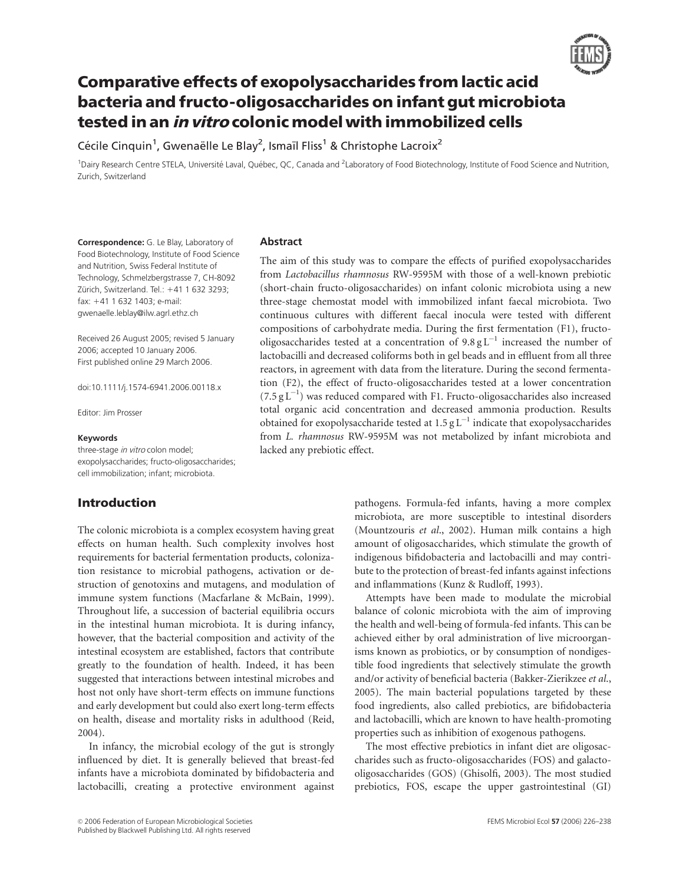# Comparative effects of exopolysaccharides from lactic acid bacteria and fructo-oligosaccharides on infant gut microbiota tested in an *in vitro* colonic model with immobilized cells

Cécile Cinquin[1], Gwenaëlle Le Blay[2], Ismaïl Fliss[1] & Christophe Lacroix[2]

[1]Dairy Research Centre STELA, Université Laval, Québec, QC, Canada and [2]Laboratory of Food Biotechnology, Institute of Food Science and Nutrition, Zurich, Switzerland

**Correspondence:** G. Le Blay, Laboratory of Food Biotechnology, Institute of Food Science and Nutrition, Swiss Federal Institute of Technology, Schmelzbergstrasse 7, CH-8092 Zürich, Switzerland. Tel.: +41 1 632 3293; fax: +41 1 632 1403; e-mail: gwenaelle.leblay@ilw.agrl.ethz.ch

Received 26 August 2005; revised 5 January 2006; accepted 10 January 2006.
First published online 29 March 2006.

doi:10.1111/j.1574-6941.2006.00118.x

Editor: Jim Prosser

**Keywords**

three-stage *in vitro* colon model; exopolysaccharides; fructo-oligosaccharides; cell immobilization; infant; microbiota.

## Abstract

The aim of this study was to compare the effects of purified exopolysaccharides from *Lactobacillus rhamnosus* RW-9595M with those of a well-known prebiotic (short-chain fructo-oligosaccharides) on infant colonic microbiota using a new three-stage chemostat model with immobilized infant faecal microbiota. Two continuous cultures with different faecal inocula were tested with different compositions of carbohydrate media. During the first fermentation (F1), fructo-oligosaccharides tested at a concentration of 9.8 g $L^{-1}$ increased the number of lactobacilli and decreased coliforms both in gel beads and in effluent from all three reactors, in agreement with data from the literature. During the second fermentation (F2), the effect of fructo-oligosaccharides tested at a lower concentration (7.5 g $L^{-1}$) was reduced compared with F1. Fructo-oligosaccharides also increased total organic acid concentration and decreased ammonia production. Results obtained for exopolysaccharide tested at 1.5 g $L^{-1}$ indicate that exopolysaccharides from *L. rhamnosus* RW-9595M was not metabolized by infant microbiota and lacked any prebiotic effect.

## Introduction

The colonic microbiota is a complex ecosystem having great effects on human health. Such complexity involves host requirements for bacterial fermentation products, colonization resistance to microbial pathogens, activation or destruction of genotoxins and mutagens, and modulation of immune system functions (Macfarlane & McBain, 1999). Throughout life, a succession of bacterial equilibria occurs in the intestinal human microbiota. It is during infancy, however, that the bacterial composition and activity of the intestinal ecosystem are established, factors that contribute greatly to the foundation of health. Indeed, it has been suggested that interactions between intestinal microbes and host not only have short-term effects on immune functions and early development but could also exert long-term effects on health, disease and mortality risks in adulthood (Reid, 2004).

In infancy, the microbial ecology of the gut is strongly influenced by diet. It is generally believed that breast-fed infants have a microbiota dominated by bifidobacteria and lactobacilli, creating a protective environment against pathogens. Formula-fed infants, having a more complex microbiota, are more susceptible to intestinal disorders (Mountzouris *et al*., 2002). Human milk contains a high amount of oligosaccharides, which stimulate the growth of indigenous bifidobacteria and lactobacilli and may contribute to the protection of breast-fed infants against infections and inflammations (Kunz & Rudloff, 1993).

Attempts have been made to modulate the microbial balance of colonic microbiota with the aim of improving the health and well-being of formula-fed infants. This can be achieved either by oral administration of live microorganisms known as probiotics, or by consumption of nondigestible food ingredients that selectively stimulate the growth and/or activity of beneficial bacteria (Bakker-Zierikzee *et al*., 2005). The main bacterial populations targeted by these food ingredients, also called prebiotics, are bifidobacteria and lactobacilli, which are known to have health-promoting properties such as inhibition of exogenous pathogens.

The most effective prebiotics in infant diet are oligosaccharides such as fructo-oligosaccharides (FOS) and galacto-oligosaccharides (GOS) (Ghisolfi, 2003). The most studied prebiotics, FOS, escape the upper gastrointestinal (GI)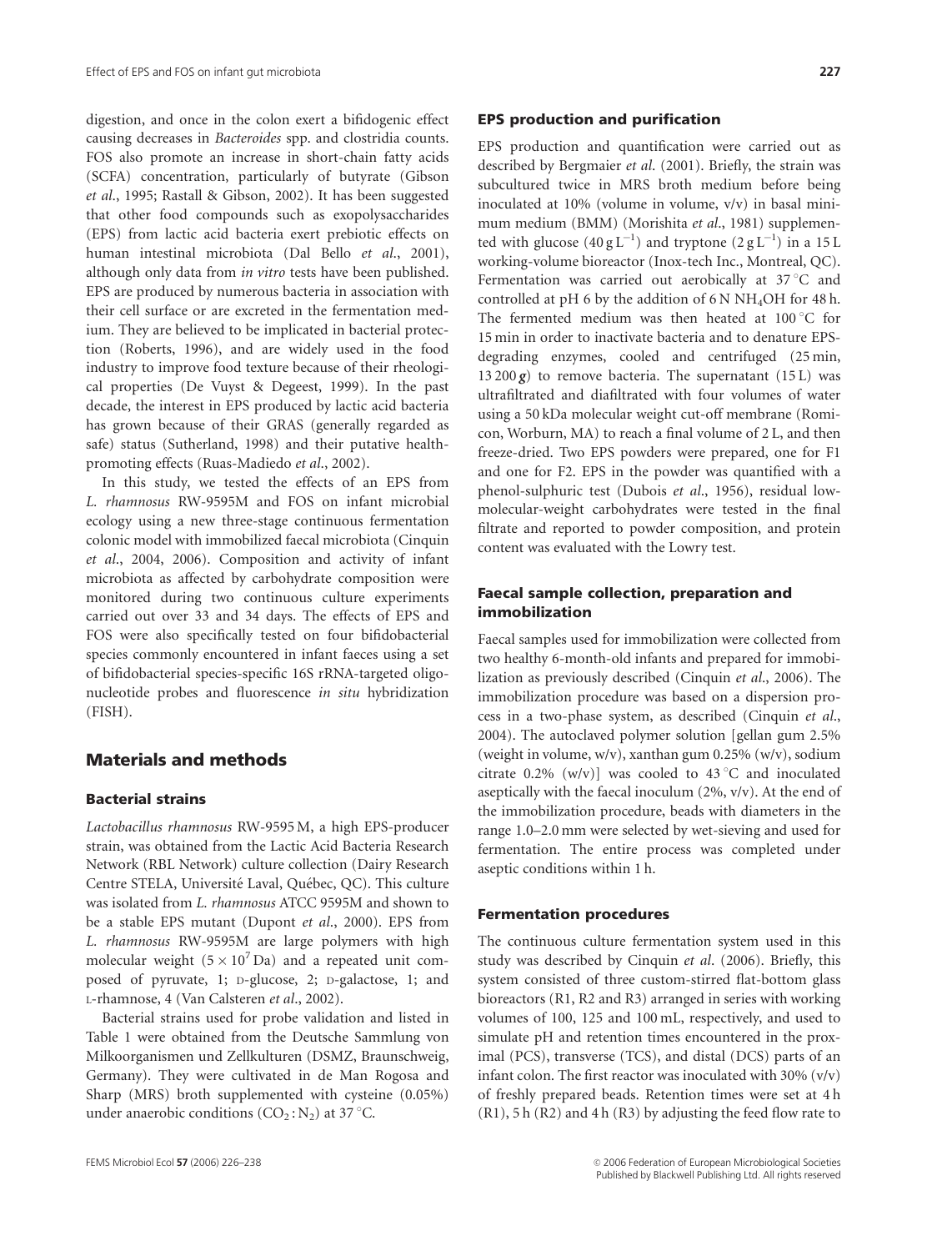digestion, and once in the colon exert a bifidogenic effect causing decreases in *Bacteroides* spp. and clostridia counts. FOS also promote an increase in short-chain fatty acids (SCFA) concentration, particularly of butyrate (Gibson *et al*., 1995; Rastall & Gibson, 2002). It has been suggested that other food compounds such as exopolysaccharides (EPS) from lactic acid bacteria exert prebiotic effects on human intestinal microbiota (Dal Bello *et al*., 2001), although only data from *in vitro* tests have been published. EPS are produced by numerous bacteria in association with their cell surface or are excreted in the fermentation medium. They are believed to be implicated in bacterial protection (Roberts, 1996), and are widely used in the food industry to improve food texture because of their rheological properties (De Vuyst & Degeest, 1999). In the past decade, the interest in EPS produced by lactic acid bacteria has grown because of their GRAS (generally regarded as safe) status (Sutherland, 1998) and their putative health-promoting effects (Ruas-Madiedo *et al*., 2002).

In this study, we tested the effects of an EPS from *L. rhamnosus* RW-9595M and FOS on infant microbial ecology using a new three-stage continuous fermentation colonic model with immobilized faecal microbiota (Cinquin *et al*., 2004, 2006). Composition and activity of infant microbiota as affected by carbohydrate composition were monitored during two continuous culture experiments carried out over 33 and 34 days. The effects of EPS and FOS were also specifically tested on four bifidobacterial species commonly encountered in infant faeces using a set of bifidobacterial species-specific 16S rRNA-targeted oligonucleotide probes and fluorescence *in situ* hybridization (FISH).

## Materials and methods

### Bacterial strains

*Lactobacillus rhamnosus* RW-9595 M, a high EPS-producer strain, was obtained from the Lactic Acid Bacteria Research Network (RBL Network) culture collection (Dairy Research Centre STELA, Université Laval, Québec, QC). This culture was isolated from *L. rhamnosus* ATCC 9595M and shown to be a stable EPS mutant (Dupont *et al*., 2000). EPS from *L. rhamnosus* RW-9595M are large polymers with high molecular weight ($5 \times 10^7$ Da) and a repeated unit composed of pyruvate, 1; D-glucose, 2; D-galactose, 1; and L-rhamnose, 4 (Van Calsteren *et al*., 2002).

Bacterial strains used for probe validation and listed in Table 1 were obtained from the Deutsche Sammlung von Milkoorganismen und Zellkulturen (DSMZ, Braunschweig, Germany). They were cultivated in de Man Rogosa and Sharp (MRS) broth supplemented with cysteine (0.05%) under anaerobic conditions ($CO_2:N_2$) at 37 °C.

### EPS production and purification

EPS production and quantification were carried out as described by Bergmaier *et al*. (2001). Briefly, the strain was subcultured twice in MRS broth medium before being inoculated at 10% (volume in volume, v/v) in basal minimum medium (BMM) (Morishita *et al*., 1981) supplemented with glucose ($40\,g\,L^{-1}$) and tryptone ($2\,g\,L^{-1}$) in a 15 L working-volume bioreactor (Inox-tech Inc., Montreal, QC). Fermentation was carried out aerobically at 37 °C and controlled at pH 6 by the addition of 6 N $NH_4OH$ for 48 h. The fermented medium was then heated at 100 °C for 15 min in order to inactivate bacteria and to denature EPS-degrading enzymes, cooled and centrifuged (25 min, 13 200 ***g***) to remove bacteria. The supernatant (15 L) was ultrafiltrated and diafiltrated with four volumes of water using a 50 kDa molecular weight cut-off membrane (Romicon, Worburn, MA) to reach a final volume of 2 L, and then freeze-dried. Two EPS powders were prepared, one for F1 and one for F2. EPS in the powder was quantified with a phenol-sulphuric test (Dubois *et al*., 1956), residual low-molecular-weight carbohydrates were tested in the final filtrate and reported to powder composition, and protein content was evaluated with the Lowry test.

### Faecal sample collection, preparation and immobilization

Faecal samples used for immobilization were collected from two healthy 6-month-old infants and prepared for immobilization as previously described (Cinquin *et al*., 2006). The immobilization procedure was based on a dispersion process in a two-phase system, as described (Cinquin *et al*., 2004). The autoclaved polymer solution [gellan gum 2.5% (weight in volume, w/v), xanthan gum 0.25% (w/v), sodium citrate 0.2% (w/v)] was cooled to 43 °C and inoculated aseptically with the faecal inoculum (2%, v/v). At the end of the immobilization procedure, beads with diameters in the range 1.0–2.0 mm were selected by wet-sieving and used for fermentation. The entire process was completed under aseptic conditions within 1 h.

### Fermentation procedures

The continuous culture fermentation system used in this study was described by Cinquin *et al*. (2006). Briefly, this system consisted of three custom-stirred flat-bottom glass bioreactors (R1, R2 and R3) arranged in series with working volumes of 100, 125 and 100 mL, respectively, and used to simulate pH and retention times encountered in the proximal (PCS), transverse (TCS), and distal (DCS) parts of an infant colon. The first reactor was inoculated with 30% (v/v) of freshly prepared beads. Retention times were set at 4 h (R1), 5 h (R2) and 4 h (R3) by adjusting the feed flow rate to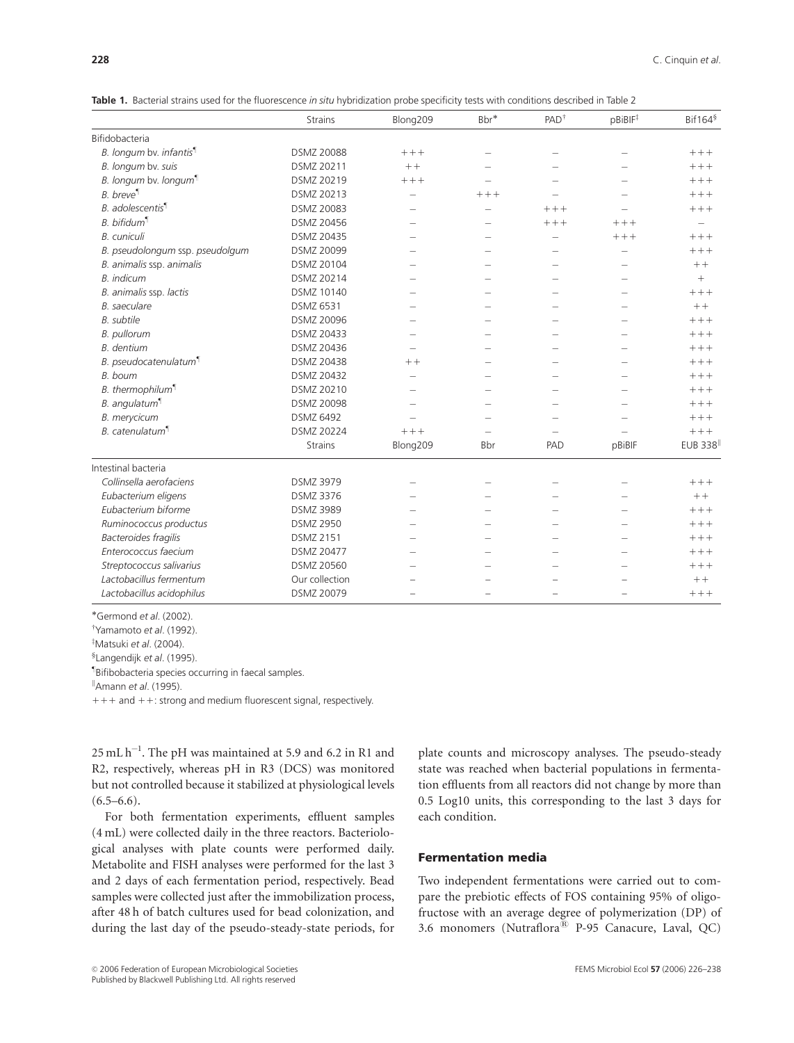**Table 1.** Bacterial strains used for the fluorescence *in situ* hybridization probe specificity tests with conditions described in Table 2

| | Strains | Blong209 | Bbr* | PAD† | pBiBIF‡ | Bif164§ |
|---|---|---|---|---|---|---|
| Bifidobacteria | | | | | | |
| *B. longum* bv. *infantis*¶ | DSMZ 20088 | +++ | – | – | – | +++ |
| *B. longum* bv. *suis* | DSMZ 20211 | ++ | – | – | – | +++ |
| *B. longum* bv. *longum*¶ | DSMZ 20219 | +++ | – | – | – | +++ |
| *B. breve*¶ | DSMZ 20213 | – | +++ | – | – | +++ |
| *B. adolescentis*¶ | DSMZ 20083 | – | – | +++ | – | +++ |
| *B. bifidum*¶ | DSMZ 20456 | – | – | +++ | +++ | – |
| *B. cuniculi* | DSMZ 20435 | – | – | – | +++ | +++ |
| *B. pseudolongum* ssp. *pseudolgum* | DSMZ 20099 | – | – | – | – | +++ |
| *B. animalis* ssp. *animalis* | DSMZ 20104 | – | – | – | – | ++ |
| *B. indicum* | DSMZ 20214 | – | – | – | – | + |
| *B. animalis* ssp. *lactis* | DSMZ 10140 | – | – | – | – | +++ |
| *B. saeculare* | DSMZ 6531 | – | – | – | – | ++ |
| *B. subtile* | DSMZ 20096 | – | – | – | – | +++ |
| *B. pullorum* | DSMZ 20433 | – | – | – | – | +++ |
| *B. dentium* | DSMZ 20436 | – | – | – | – | +++ |
| *B. pseudocatenulatum*¶ | DSMZ 20438 | ++ | – | – | – | +++ |
| *B. boum* | DSMZ 20432 | – | – | – | – | +++ |
| *B. thermophilum*¶ | DSMZ 20210 | – | – | – | – | +++ |
| *B. angulatum*¶ | DSMZ 20098 | – | – | – | – | +++ |
| *B. merycicum* | DSMZ 6492 | – | – | – | – | +++ |
| *B. catenulatum*¶ | DSMZ 20224 | +++ | – | – | – | +++ |
| | Strains | Blong209 | Bbr | PAD | pBiBIF | EUB 338‖ |
| Intestinal bacteria | | | | | | |
| *Collinsella aerofaciens* | DSMZ 3979 | – | – | – | – | +++ |
| *Eubacterium eligens* | DSMZ 3376 | – | – | – | – | ++ |
| *Eubacterium biforme* | DSMZ 3989 | – | – | – | – | +++ |
| *Ruminococcus productus* | DSMZ 2950 | – | – | – | – | +++ |
| *Bacteroides fragilis* | DSMZ 2151 | – | – | – | – | +++ |
| *Enterococcus faecium* | DSMZ 20477 | – | – | – | – | +++ |
| *Streptococcus salivarius* | DSMZ 20560 | – | – | – | – | +++ |
| *Lactobacillus fermentum* | Our collection | – | – | – | – | ++ |
| *Lactobacillus acidophilus* | DSMZ 20079 | – | – | – | – | +++ |

*Germond *et al*. (2002).
†Yamamoto *et al*. (1992).
‡Matsuki *et al*. (2004).
§Langendijk *et al*. (1995).
¶Bifidobacteria species occurring in faecal samples.
‖Amann *et al*. (1995).
+++ and ++: strong and medium fluorescent signal, respectively.

25 mL $h^{-1}$. The pH was maintained at 5.9 and 6.2 in R1 and R2, respectively, whereas pH in R3 (DCS) was monitored but not controlled because it stabilized at physiological levels (6.5–6.6).

For both fermentation experiments, effluent samples (4 mL) were collected daily in the three reactors. Bacteriological analyses with plate counts were performed daily. Metabolite and FISH analyses were performed for the last 3 and 2 days of each fermentation period, respectively. Bead samples were collected just after the immobilization process, after 48 h of batch cultures used for bead colonization, and during the last day of the pseudo-steady-state periods, for plate counts and microscopy analyses. The pseudo-steady state was reached when bacterial populations in fermentation effluents from all reactors did not change by more than 0.5 Log10 units, this corresponding to the last 3 days for each condition.

## Fermentation media

Two independent fermentations were carried out to compare the prebiotic effects of FOS containing 95% of oligofructose with an average degree of polymerization (DP) of 3.6 monomers (Nutraflora® P-95 Canacure, Laval, QC)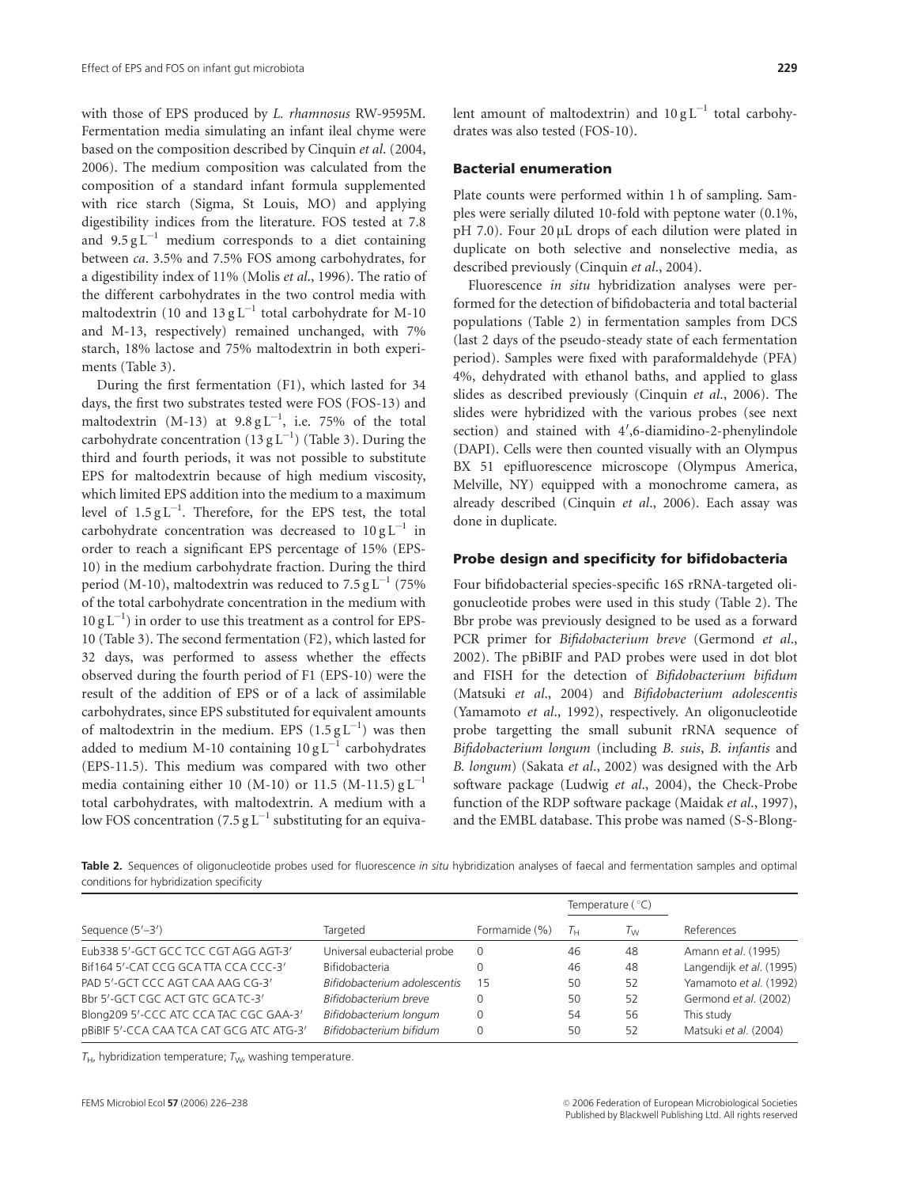with those of EPS produced by *L. rhamnosus* RW-9595M. Fermentation media simulating an infant ileal chyme were based on the composition described by Cinquin *et al*. (2004, 2006). The medium composition was calculated from the composition of a standard infant formula supplemented with rice starch (Sigma, St Louis, MO) and applying digestibility indices from the literature. FOS tested at 7.8 and $9.5\,g\,L^{-1}$ medium corresponds to a diet containing between *ca*. 3.5% and 7.5% FOS among carbohydrates, for a digestibility index of 11% (Molis *et al*., 1996). The ratio of the different carbohydrates in the two control media with maltodextrin (10 and $13\,g\,L^{-1}$ total carbohydrate for M-10 and M-13, respectively) remained unchanged, with 7% starch, 18% lactose and 75% maltodextrin in both experiments (Table 3).

During the first fermentation (F1), which lasted for 34 days, the first two substrates tested were FOS (FOS-13) and maltodextrin (M-13) at $9.8\,g\,L^{-1}$, i.e. 75% of the total carbohydrate concentration ($13\,g\,L^{-1}$) (Table 3). During the third and fourth periods, it was not possible to substitute EPS for maltodextrin because of high medium viscosity, which limited EPS addition into the medium to a maximum level of $1.5\,g\,L^{-1}$. Therefore, for the EPS test, the total carbohydrate concentration was decreased to $10\,g\,L^{-1}$ in order to reach a significant EPS percentage of 15% (EPS-10) in the medium carbohydrate fraction. During the third period (M-10), maltodextrin was reduced to $7.5\,g\,L^{-1}$ (75% of the total carbohydrate concentration in the medium with $10\,g\,L^{-1}$) in order to use this treatment as a control for EPS-10 (Table 3). The second fermentation (F2), which lasted for 32 days, was performed to assess whether the effects observed during the fourth period of F1 (EPS-10) were the result of the addition of EPS or of a lack of assimilable carbohydrates, since EPS substituted for equivalent amounts of maltodextrin in the medium. EPS ($1.5\,g\,L^{-1}$) was then added to medium M-10 containing $10\,g\,L^{-1}$ carbohydrates (EPS-11.5). This medium was compared with two other media containing either 10 (M-10) or 11.5 (M-11.5) $g\,L^{-1}$ total carbohydrates, with maltodextrin. A medium with a low FOS concentration ($7.5\,g\,L^{-1}$ substituting for an equivalent amount of maltodextrin) and $10\,g\,L^{-1}$ total carbohydrates was also tested (FOS-10).

### Bacterial enumeration

Plate counts were performed within 1 h of sampling. Samples were serially diluted 10-fold with peptone water (0.1%, pH 7.0). Four 20 µL drops of each dilution were plated in duplicate on both selective and nonselective media, as described previously (Cinquin *et al*., 2004).

Fluorescence *in situ* hybridization analyses were performed for the detection of bifidobacteria and total bacterial populations (Table 2) in fermentation samples from DCS (last 2 days of the pseudo-steady state of each fermentation period). Samples were fixed with paraformaldehyde (PFA) 4%, dehydrated with ethanol baths, and applied to glass slides as described previously (Cinquin *et al*., 2006). The slides were hybridized with the various probes (see next section) and stained with 4′,6-diamidino-2-phenylindole (DAPI). Cells were then counted visually with an Olympus BX 51 epifluorescence microscope (Olympus America, Melville, NY) equipped with a monochrome camera, as already described (Cinquin *et al*., 2006). Each assay was done in duplicate.

### Probe design and specificity for bifidobacteria

Four bifidobacterial species-specific 16S rRNA-targeted oligonucleotide probes were used in this study (Table 2). The Bbr probe was previously designed to be used as a forward PCR primer for *Bifidobacterium breve* (Germond *et al*., 2002). The pBiBIF and PAD probes were used in dot blot and FISH for the detection of *Bifidobacterium bifidum* (Matsuki *et al*., 2004) and *Bifidobacterium adolescentis* (Yamamoto *et al*., 1992), respectively. An oligonucleotide probe targetting the small subunit rRNA sequence of *Bifidobacterium longum* (including *B. suis*, *B. infantis* and *B. longum*) (Sakata *et al*., 2002) was designed with the Arb software package (Ludwig *et al*., 2004), the Check-Probe function of the RDP software package (Maidak *et al*., 1997), and the EMBL database. This probe was named (S-S-Blong-

**Table 2.** Sequences of oligonucleotide probes used for fluorescence *in situ* hybridization analyses of faecal and fermentation samples and optimal conditions for hybridization specificity

| Sequence (5′–3′) | Targeted | Formamide (%) | Temperature (°C) | | References |
|---|---|---|---|---|---|
| | | | $T_H$ | $T_W$ | |
| Eub338 5′-GCT GCC TCC CGT AGG AGT-3′ | Universal eubacterial probe | 0 | 46 | 48 | Amann *et al*. (1995) |
| Bif164 5′-CAT CCG GCA TTA CCA CCC-3′ | Bifidobacteria | 0 | 46 | 48 | Langendijk *et al*. (1995) |
| PAD 5′-GCT CCC AGT CAA AAG CG-3′ | *Bifidobacterium adolescentis* | 15 | 50 | 52 | Yamamoto *et al*. (1992) |
| Bbr 5′-GCT CGC ACT GTC GCA TC-3′ | *Bifidobacterium breve* | 0 | 50 | 52 | Germond *et al*. (2002) |
| Blong209 5′-CCC ATC CCA TAC CGC GAA-3′ | *Bifidobacterium longum* | 0 | 54 | 56 | This study |
| pBiBIF 5′-CCA CAA TCA CAT GCG ATC ATG-3′ | *Bifidobacterium bifidum* | 0 | 50 | 52 | Matsuki *et al*. (2004) |

$T_H$, hybridization temperature; $T_W$, washing temperature.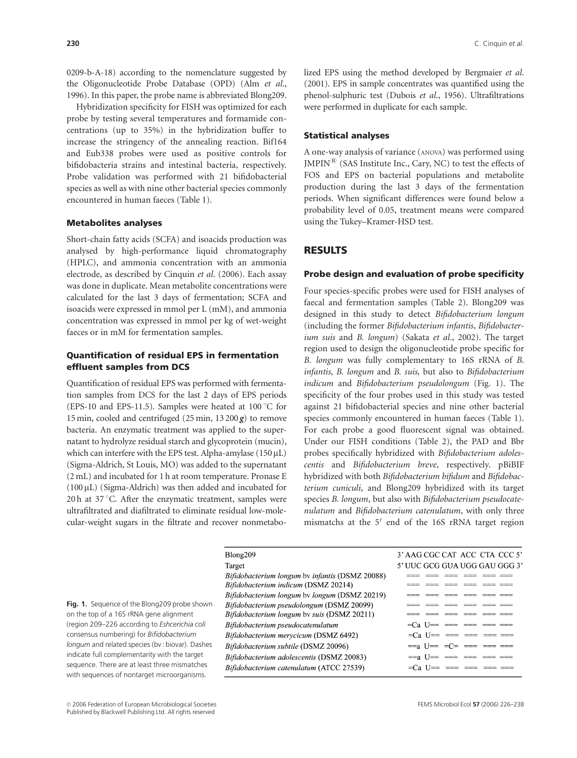0209-b-A-18) according to the nomenclature suggested by the Oligonucleotide Probe Database (OPD) (Alm *et al*., 1996). In this paper, the probe name is abbreviated Blong209.

Hybridization specificity for FISH was optimized for each probe by testing several temperatures and formamide concentrations (up to 35%) in the hybridization buffer to increase the stringency of the annealing reaction. Bif164 and Eub338 probes were used as positive controls for bifidobacteria strains and intestinal bacteria, respectively. Probe validation was performed with 21 bifidobacterial species as well as with nine other bacterial species commonly encountered in human faeces (Table 1).

### Metabolites analyses

Short-chain fatty acids (SCFA) and isoacids production was analysed by high-performance liquid chromatography (HPLC), and ammonia concentration with an ammonia electrode, as described by Cinquin *et al*. (2006). Each assay was done in duplicate. Mean metabolite concentrations were calculated for the last 3 days of fermentation; SCFA and isoacids were expressed in mmol per L (mM), and ammonia concentration was expressed in mmol per kg of wet-weight faeces or in mM for fermentation samples.

### Quantification of residual EPS in fermentation effluent samples from DCS

Quantification of residual EPS was performed with fermentation samples from DCS for the last 2 days of EPS periods (EPS-10 and EPS-11.5). Samples were heated at 100 °C for 15 min, cooled and centrifuged (25 min, 13 200 ***g***) to remove bacteria. An enzymatic treatment was applied to the supernatant to hydrolyze residual starch and glycoprotein (mucin), which can interfere with the EPS test. Alpha-amylase (150 μL) (Sigma-Aldrich, St Louis, MO) was added to the supernatant (2 mL) and incubated for 1 h at room temperature. Pronase E (100 μL) (Sigma-Aldrich) was then added and incubated for 20 h at 37 °C. After the enzymatic treatment, samples were ultrafiltrated and diafiltrated to eliminate residual low-molecular-weight sugars in the filtrate and recover nonmetabolized EPS using the method developed by Bergmaier *et al*. (2001). EPS in sample concentrates was quantified using the phenol-sulphuric test (Dubois *et al*., 1956). Ultrafiltrations were performed in duplicate for each sample.

### Statistical analyses

A one-way analysis of variance (ANOVA) was performed using JMPIN® (SAS Institute Inc., Cary, NC) to test the effects of FOS and EPS on bacterial populations and metabolite production during the last 3 days of the fermentation periods. When significant differences were found below a probability level of 0.05, treatment means were compared using the Tukey–Kramer-HSD test.

## RESULTS

### Probe design and evaluation of probe specificity

Four species-specific probes were used for FISH analyses of faecal and fermentation samples (Table 2). Blong209 was designed in this study to detect *Bifidobacterium longum* (including the former *Bifidobacterium infantis*, *Bifidobacterium suis* and *B. longum*) (Sakata *et al*., 2002). The target region used to design the oligonucleotide probe specific for *B. longum* was fully complementary to 16S rRNA of *B. infantis, B. longum* and *B. suis,* but also to *Bifidobacterium indicum* and *Bifidobacterium pseudolongum* (Fig. 1). The specificity of the four probes used in this study was tested against 21 bifidobacterial species and nine other bacterial species commonly encountered in human faeces (Table 1). For each probe a good fluorescent signal was obtained. Under our FISH conditions (Table 2), the PAD and Bbr probes specifically hybridized with *Bifidobacterium adolescentis* and *Bifidobacterium breve*, respectively. pBiBIF hybridized with both *Bifidobacterium bifidum* and *Bifidobacterium cuniculi*, and Blong209 hybridized with its target species *B. longum*, but also with *Bifidobacterium pseudocatenulatum* and *Bifidobacterium catenulatum*, with only three mismatchs at the 5′ end of the 16S rRNA target region

| Blong209 | 3′ AAG CGC CAT ACC CTA CCC 5′ |
|---|---|
| Target | 5′ UUC GCG GUA UGG GAU GGG 3′ |
| *Bifidobacterium longum* bv *infantis* (DSMZ 20088) | === === === === === === |
| *Bifidobacterium indicum* (DSMZ 20214) | === === === === === === |
| *Bifidobacterium longum* bv *longum* (DSMZ 20219) | === === === === === === |
| *Bifidobacterium pseudolongum* (DSMZ 20099) | === === === === === === |
| *Bifidobacterium longum* bv *suis* (DSMZ 20211) | === === === === === === |
| *Bifidobacterium pseudocatenulatum* | =Ca U== === === === === |
| *Bifidobacterium merycicum* (DSMZ 6492) | =Ca U== === === === === |
| *Bifidobacterium subtile* (DSMZ 20096) | ==a U== =C= === === === |
| *Bifidobacterium adolescentis* (DSMZ 20083) | ==a U== === === === === |
| *Bifidobacterium catenulatum* (ATCC 27539) | =Ca U== === === === === |

**Fig. 1.** Sequence of the Blong209 probe shown on the top of a 16S rRNA gene alignment (region 209–226 according to *Eshcerichia coli* consensus numbering) for *Bifidobacterium longum* and related species (bv : biovar). Dashes indicate full complementarity with the target sequence. There are at least three mismatches with sequences of nontarget microorganisms.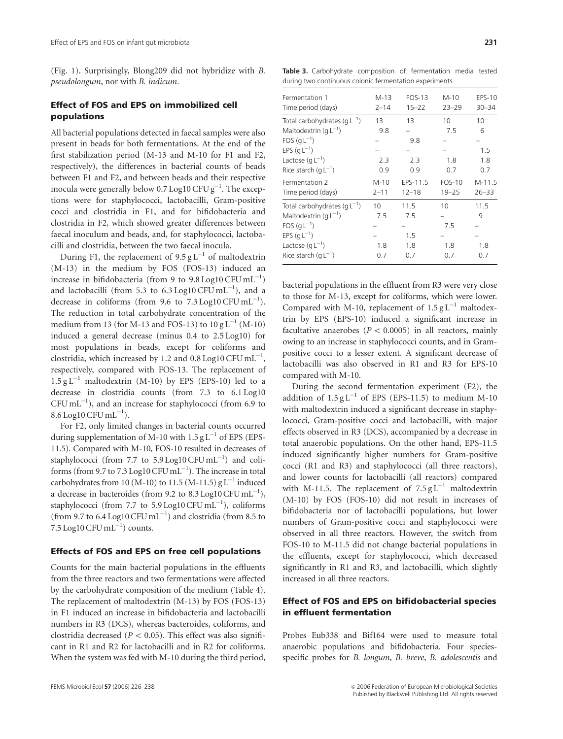(Fig. 1). Surprisingly, Blong209 did not hybridize with *B. pseudolongum*, nor with *B. indicum*.

### Effect of FOS and EPS on immobilized cell populations

All bacterial populations detected in faecal samples were also present in beads for both fermentations. At the end of the first stabilization period (M-13 and M-10 for F1 and F2, respectively), the differences in bacterial counts of beads between F1 and F2, and between beads and their respective inocula were generally below 0.7 Log10 CFU $g^{-1}$. The exceptions were for staphylococci, lactobacilli, Gram-positive cocci and clostridia in F1, and for bifidobacteria and clostridia in F2, which showed greater differences between faecal inoculum and beads, and, for staphylococci, lactobacilli and clostridia, between the two faecal inocula.

During F1, the replacement of 9.5 g $L^{-1}$ of maltodextrin (M-13) in the medium by FOS (FOS-13) induced an increase in bifidobacteria (from 9 to 9.8 Log10 CFU $mL^{-1}$) and lactobacilli (from 5.3 to 6.3 Log10 CFU $mL^{-1}$), and a decrease in coliforms (from 9.6 to 7.3 Log10 CFU $mL^{-1}$). The reduction in total carbohydrate concentration of the medium from 13 (for M-13 and FOS-13) to 10 g $L^{-1}$ (M-10) induced a general decrease (minus 0.4 to 2.5 Log10) for most populations in beads, except for coliforms and clostridia, which increased by 1.2 and 0.8 Log10 CFU $mL^{-1}$, respectively, compared with FOS-13. The replacement of 1.5 g $L^{-1}$ maltodextrin (M-10) by EPS (EPS-10) led to a decrease in clostridia counts (from 7.3 to 6.1 Log10 CFU $mL^{-1}$), and an increase for staphylococci (from 6.9 to 8.6 Log10 CFU $mL^{-1}$).

For F2, only limited changes in bacterial counts occurred during supplementation of M-10 with 1.5 g $L^{-1}$ of EPS (EPS-11.5). Compared with M-10, FOS-10 resulted in decreases of staphylococci (from 7.7 to 5.9 Log10 CFU $mL^{-1}$) and coliforms (from 9.7 to 7.3 Log10 CFU $mL^{-1}$). The increase in total carbohydrates from 10 (M-10) to 11.5 (M-11.5) g $L^{-1}$ induced a decrease in bacteroides (from 9.2 to 8.3 Log10 CFU $mL^{-1}$), staphylococci (from 7.7 to 5.9 Log10 CFU $mL^{-1}$), coliforms (from 9.7 to 6.4 Log10 CFU $mL^{-1}$) and clostridia (from 8.5 to 7.5 Log10 CFU $mL^{-1}$) counts.

### Effects of FOS and EPS on free cell populations

Counts for the main bacterial populations in the effluents from the three reactors and two fermentations were affected by the carbohydrate composition of the medium (Table 4). The replacement of maltodextrin (M-13) by FOS (FOS-13) in F1 induced an increase in bifidobacteria and lactobacilli numbers in R3 (DCS), whereas bacteroides, coliforms, and clostridia decreased ($P < 0.05$). This effect was also significant in R1 and R2 for lactobacilli and in R2 for coliforms. When the system was fed with M-10 during the third period, bacterial populations in the effluent from R3 were very close to those for M-13, except for coliforms, which were lower. Compared with M-10, replacement of 1.5 g $L^{-1}$ maltodextrin by EPS (EPS-10) induced a significant increase in facultative anaerobes ($P < 0.0005$) in all reactors, mainly owing to an increase in staphylococci counts, and in Gram-positive cocci to a lesser extent. A significant decrease of lactobacilli was also observed in R1 and R3 for EPS-10 compared with M-10.

During the second fermentation experiment (F2), the addition of 1.5 g $L^{-1}$ of EPS (EPS-11.5) to medium M-10 with maltodextrin induced a significant decrease in staphylococci, Gram-positive cocci and lactobacilli, with major effects observed in R3 (DCS), accompanied by a decrease in total anaerobic populations. On the other hand, EPS-11.5 induced significantly higher numbers for Gram-positive cocci (R1 and R3) and staphylococci (all three reactors), and lower counts for lactobacilli (all reactors) compared with M-11.5. The replacement of 7.5 g $L^{-1}$ maltodextrin (M-10) by FOS (FOS-10) did not result in increases of bifidobacteria nor of lactobacilli populations, but lower numbers of Gram-positive cocci and staphylococci were observed in all three reactors. However, the switch from FOS-10 to M-11.5 did not change bacterial populations in the effluents, except for staphylococci, which decreased significantly in R1 and R3, and lactobacilli, which slightly increased in all three reactors.

**Table 3.** Carbohydrate composition of fermentation media tested during two continuous colonic fermentation experiments

| Fermentation 1<br>Time period (days) | M-13<br>2–14 | FOS-13<br>15–22 | M-10<br>23–29 | EPS-10<br>30–34 |
|---|---|---|---|---|
| Total carbohydrates (g $L^{-1}$) | 13 | 13 | 10 | 10 |
| Maltodextrin (g $L^{-1}$) | 9.8 | – | 7.5 | 6 |
| FOS (g $L^{-1}$) | – | 9.8 | – | – |
| EPS (g $L^{-1}$) | – | – | – | 1.5 |
| Lactose (g $L^{-1}$) | 2.3 | 2.3 | 1.8 | 1.8 |
| Rice starch (g $L^{-1}$) | 0.9 | 0.9 | 0.7 | 0.7 |
| **Fermentation 2<br>Time period (days)** | **M-10<br>2–11** | **EPS-11.5<br>12–18** | **FOS-10<br>19–25** | **M-11.5<br>26–33** |
| Total carbohydrates (g $L^{-1}$) | 10 | 11.5 | 10 | 11.5 |
| Maltodextrin (g $L^{-1}$) | 7.5 | 7.5 | – | 9 |
| FOS (g $L^{-1}$) | – | – | 7.5 | – |
| EPS (g $L^{-1}$) | – | 1.5 | – | – |
| Lactose (g $L^{-1}$) | 1.8 | 1.8 | 1.8 | 1.8 |
| Rice starch (g $L^{-1}$) | 0.7 | 0.7 | 0.7 | 0.7 |

### Effect of FOS and EPS on bifidobacterial species in effluent fermentation

Probes Eub338 and Bif164 were used to measure total anaerobic populations and bifidobacteria. Four species-specific probes for *B. longum*, *B. breve*, *B. adolescentis* and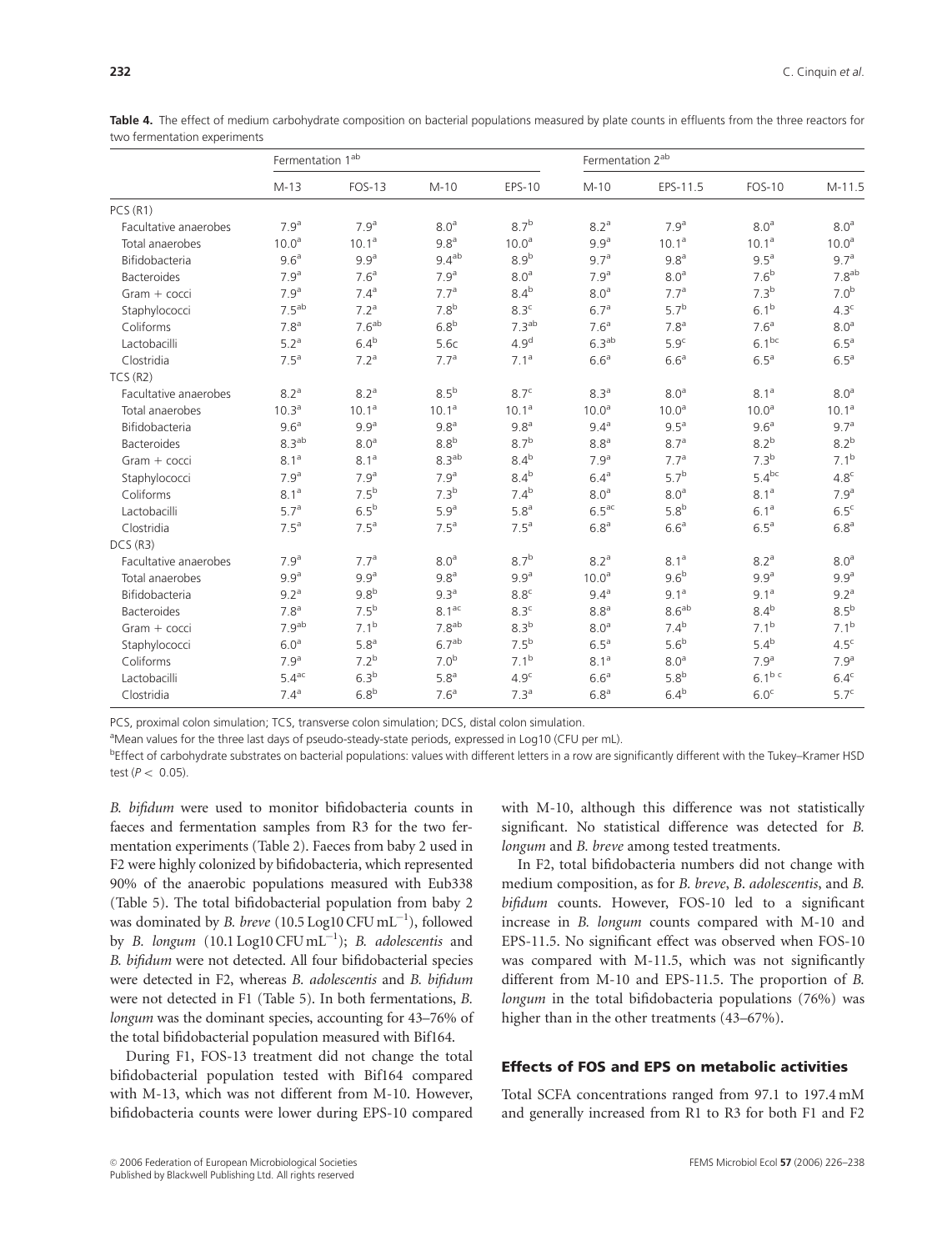**Table 4.** The effect of medium carbohydrate composition on bacterial populations measured by plate counts in effluents from the three reactors for two fermentation experiments

| | Fermentation 1[ab] | | | | Fermentation 2[ab] | | | |
|---|---|---|---|---|---|---|---|---|
| | M-13 | FOS-13 | M-10 | EPS-10 | M-10 | EPS-11.5 | FOS-10 | M-11.5 |
| PCS (R1) | | | | | | | | |
| Facultative anaerobes | 7.9[a] | 7.9[a] | 8.0[a] | 8.7[b] | 8.2[a] | 7.9[a] | 8.0[a] | 8.0[a] |
| Total anaerobes | 10.0[a] | 10.1[a] | 9.8[a] | 10.0[a] | 9.9[a] | 10.1[a] | 10.1[a] | 10.0[a] |
| Bifidobacteria | 9.6[a] | 9.9[a] | 9.4[ab] | 8.9[b] | 9.7[a] | 9.8[a] | 9.5[a] | 9.7[a] |
| Bacteroides | 7.9[a] | 7.6[a] | 7.9[a] | 8.0[a] | 7.9[a] | 8.0[a] | 7.6[b] | 7.8[ab] |
| Gram + cocci | 7.9[a] | 7.4[a] | 7.7[a] | 8.4[b] | 8.0[a] | 7.7[a] | 7.3[b] | 7.0[b] |
| Staphylococci | 7.5[ab] | 7.2[a] | 7.8[b] | 8.3[c] | 6.7[a] | 5.7[b] | 6.1[b] | 4.3[c] |
| Coliforms | 7.8[a] | 7.6[ab] | 6.8[b] | 7.3[ab] | 7.6[a] | 7.8[a] | 7.6[a] | 8.0[a] |
| Lactobacilli | 5.2[a] | 6.4[b] | 5.6c | 4.9[d] | 6.3[ab] | 5.9[c] | 6.1[bc] | 6.5[a] |
| Clostridia | 7.5[a] | 7.2[a] | 7.7[a] | 7.1[a] | 6.6[a] | 6.6[a] | 6.5[a] | 6.5[a] |
| TCS (R2) | | | | | | | | |
| Facultative anaerobes | 8.2[a] | 8.2[a] | 8.5[b] | 8.7[c] | 8.3[a] | 8.0[a] | 8.1[a] | 8.0[a] |
| Total anaerobes | 10.3[a] | 10.1[a] | 10.1[a] | 10.1[a] | 10.0[a] | 10.0[a] | 10.0[a] | 10.1[a] |
| Bifidobacteria | 9.6[a] | 9.9[a] | 9.8[a] | 9.8[a] | 9.4[a] | 9.5[a] | 9.6[a] | 9.7[a] |
| Bacteroides | 8.3[ab] | 8.0[a] | 8.8[b] | 8.7[b] | 8.8[a] | 8.7[a] | 8.2[b] | 8.2[b] |
| Gram + cocci | 8.1[a] | 8.1[a] | 8.3[ab] | 8.4[b] | 7.9[a] | 7.7[a] | 7.3[b] | 7.1[b] |
| Staphylococci | 7.9[a] | 7.9[a] | 7.9[a] | 8.4[b] | 6.4[a] | 5.7[b] | 5.4[bc] | 4.8[c] |
| Coliforms | 8.1[a] | 7.5[b] | 7.3[b] | 7.4[b] | 8.0[a] | 8.0[a] | 8.1[a] | 7.9[a] |
| Lactobacilli | 5.7[a] | 6.5[b] | 5.9[a] | 5.8[a] | 6.5[ac] | 5.8[b] | 6.1[a] | 6.5[c] |
| Clostridia | 7.5[a] | 7.5[a] | 7.5[a] | 7.5[a] | 6.8[a] | 6.6[a] | 6.5[a] | 6.8[a] |
| DCS (R3) | | | | | | | | |
| Facultative anaerobes | 7.9[a] | 7.7[a] | 8.0[a] | 8.7[b] | 8.2[a] | 8.1[a] | 8.2[a] | 8.0[a] |
| Total anaerobes | 9.9[a] | 9.9[a] | 9.8[a] | 9.9[a] | 10.0[a] | 9.6[b] | 9.9[a] | 9.9[a] |
| Bifidobacteria | 9.2[a] | 9.8[b] | 9.3[a] | 8.8[c] | 9.4[a] | 9.1[a] | 9.1[a] | 9.2[a] |
| Bacteroides | 7.8[a] | 7.5[b] | 8.1[ac] | 8.3[c] | 8.8[a] | 8.6[ab] | 8.4[b] | 8.5[b] |
| Gram + cocci | 7.9[ab] | 7.1[b] | 7.8[ab] | 8.3[b] | 8.0[a] | 7.4[b] | 7.1[b] | 7.1[b] |
| Staphylococci | 6.0[a] | 5.8[a] | 6.7[ab] | 7.5[b] | 6.5[a] | 5.6[b] | 5.4[b] | 4.5[c] |
| Coliforms | 7.9[a] | 7.2[b] | 7.0[b] | 7.1[b] | 8.1[a] | 8.0[a] | 7.9[a] | 7.9[a] |
| Lactobacilli | 5.4[ac] | 6.3[b] | 5.8[a] | 4.9[c] | 6.6[a] | 5.8[b] | 6.1[b c] | 6.4[c] |
| Clostridia | 7.4[a] | 6.8[b] | 7.6[a] | 7.3[a] | 6.8[a] | 6.4[b] | 6.0[c] | 5.7[c] |

PCS, proximal colon simulation; TCS, transverse colon simulation; DCS, distal colon simulation.

[a]Mean values for the three last days of pseudo-steady-state periods, expressed in Log10 (CFU per mL).

[b]Effect of carbohydrate substrates on bacterial populations: values with different letters in a row are significantly different with the Tukey–Kramer HSD test ($P < 0.05$).

*B. bifidum* were used to monitor bifidobacteria counts in faeces and fermentation samples from R3 for the two fermentation experiments (Table 2). Faeces from baby 2 used in F2 were highly colonized by bifidobacteria, which represented 90% of the anaerobic populations measured with Eub338 (Table 5). The total bifidobacterial population from baby 2 was dominated by *B. breve* (10.5 Log10 CFU $mL^{-1}$), followed by *B. longum* (10.1 Log10 CFU $mL^{-1}$); *B. adolescentis* and *B. bifidum* were not detected. All four bifidobacterial species were detected in F2, whereas *B. adolescentis* and *B. bifidum* were not detected in F1 (Table 5). In both fermentations, *B. longum* was the dominant species, accounting for 43–76% of the total bifidobacterial population measured with Bif164.

During F1, FOS-13 treatment did not change the total bifidobacterial population tested with Bif164 compared with M-13, which was not different from M-10. However, bifidobacteria counts were lower during EPS-10 compared with M-10, although this difference was not statistically significant. No statistical difference was detected for *B. longum* and *B. breve* among tested treatments.

In F2, total bifidobacteria numbers did not change with medium composition, as for *B. breve*, *B. adolescentis*, and *B. bifidum* counts. However, FOS-10 led to a significant increase in *B. longum* counts compared with M-10 and EPS-11.5. No significant effect was observed when FOS-10 was compared with M-11.5, which was not significantly different from M-10 and EPS-11.5. The proportion of *B. longum* in the total bifidobacteria populations (76%) was higher than in the other treatments (43–67%).

## Effects of FOS and EPS on metabolic activities

Total SCFA concentrations ranged from 97.1 to 197.4 mM and generally increased from R1 to R3 for both F1 and F2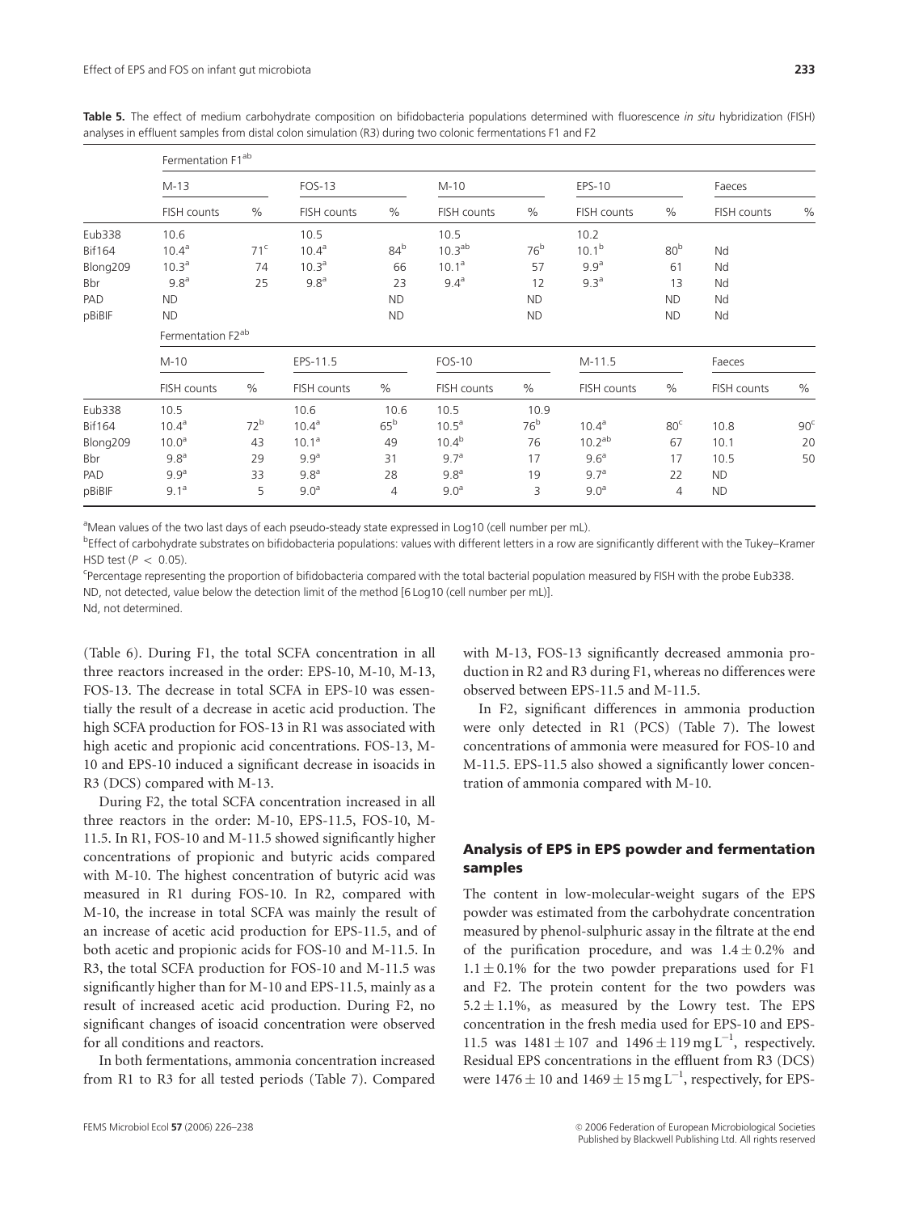**Table 5.** The effect of medium carbohydrate composition on bifidobacteria populations determined with fluorescence *in situ* hybridization (FISH) analyses in effluent samples from distal colon simulation (R3) during two colonic fermentations F1 and F2

| | Fermentation F1[ab] | | | | | | | | | |
|---|---|---|---|---|---|---|---|---|---|---|
| | M-13 | | FOS-13 | | M-10 | | EPS-10 | | Faeces | |
| | FISH counts | % | FISH counts | % | FISH counts | % | FISH counts | % | FISH counts | % |
| Eub338 | 10.6 | | 10.5 | | 10.5 | | 10.2 | | | |
| Bif164 | 10.4[a] | 71[c] | 10.4[a] | 84[b] | 10.3[ab] | 76[b] | 10.1[b] | 80[b] | Nd | |
| Blong209 | 10.3[a] | 74 | 10.3[a] | 66 | 10.1[a] | 57 | 9.9[a] | 61 | Nd | |
| Bbr | 9.8[a] | 25 | 9.8[a] | 23 | 9.4[a] | 12 | 9.3[a] | 13 | Nd | |
| PAD | ND | | | ND | | ND | | ND | Nd | |
| pBiBIF | ND | | | ND | | ND | | ND | Nd | |
| | Fermentation F2[ab] | | | | | | | | | |
| | M-10 | | EPS-11.5 | | FOS-10 | | M-11.5 | | Faeces | |
| | FISH counts | % | FISH counts | % | FISH counts | % | FISH counts | % | FISH counts | % |
| Eub338 | 10.5 | | 10.6 | 10.6 | 10.5 | 10.9 | | | | |
| Bif164 | 10.4[a] | 72[b] | 10.4[a] | 65[b] | 10.5[a] | 76[b] | 10.4[a] | 80[c] | 10.8 | 90[c] |
| Blong209 | 10.0[a] | 43 | 10.1[a] | 49 | 10.4[b] | 76 | 10.2[ab] | 67 | 10.1 | 20 |
| Bbr | 9.8[a] | 29 | 9.9[a] | 31 | 9.7[a] | 17 | 9.6[a] | 17 | 10.5 | 50 |
| PAD | 9.9[a] | 33 | 9.8[a] | 28 | 9.8[a] | 19 | 9.7[a] | 22 | ND | |
| pBiBIF | 9.1[a] | 5 | 9.0[a] | 4 | 9.0[a] | 3 | 9.0[a] | 4 | ND | |

[a]Mean values of the two last days of each pseudo-steady state expressed in Log10 (cell number per mL).

[b]Effect of carbohydrate substrates on bifidobacteria populations: values with different letters in a row are significantly different with the Tukey–Kramer HSD test ($P < 0.05$).

[c]Percentage representing the proportion of bifidobacteria compared with the total bacterial population measured by FISH with the probe Eub338.

ND, not detected, value below the detection limit of the method [6 Log10 (cell number per mL)].

Nd, not determined.

(Table 6). During F1, the total SCFA concentration in all three reactors increased in the order: EPS-10, M-10, M-13, FOS-13. The decrease in total SCFA in EPS-10 was essentially the result of a decrease in acetic acid production. The high SCFA production for FOS-13 in R1 was associated with high acetic and propionic acid concentrations. FOS-13, M-10 and EPS-10 induced a significant decrease in isoacids in R3 (DCS) compared with M-13.

During F2, the total SCFA concentration increased in all three reactors in the order: M-10, EPS-11.5, FOS-10, M-11.5. In R1, FOS-10 and M-11.5 showed significantly higher concentrations of propionic and butyric acids compared with M-10. The highest concentration of butyric acid was measured in R1 during FOS-10. In R2, compared with M-10, the increase in total SCFA was mainly the result of an increase of acetic acid production for EPS-11.5, and of both acetic and propionic acids for FOS-10 and M-11.5. In R3, the total SCFA production for FOS-10 and M-11.5 was significantly higher than for M-10 and EPS-11.5, mainly as a result of increased acetic acid production. During F2, no significant changes of isoacid concentration were observed for all conditions and reactors.

In both fermentations, ammonia concentration increased from R1 to R3 for all tested periods (Table 7). Compared with M-13, FOS-13 significantly decreased ammonia production in R2 and R3 during F1, whereas no differences were observed between EPS-11.5 and M-11.5.

In F2, significant differences in ammonia production were only detected in R1 (PCS) (Table 7). The lowest concentrations of ammonia were measured for FOS-10 and M-11.5. EPS-11.5 also showed a significantly lower concentration of ammonia compared with M-10.

## Analysis of EPS in EPS powder and fermentation samples

The content in low-molecular-weight sugars of the EPS powder was estimated from the carbohydrate concentration measured by phenol-sulphuric assay in the filtrate at the end of the purification procedure, and was $1.4 \pm 0.2\%$ and $1.1 \pm 0.1\%$ for the two powder preparations used for F1 and F2. The protein content for the two powders was $5.2 \pm 1.1\%$, as measured by the Lowry test. The EPS concentration in the fresh media used for EPS-10 and EPS-11.5 was $1481 \pm 107$ and $1496 \pm 119\,\mathrm{mg\,L^{-1}}$, respectively. Residual EPS concentrations in the effluent from R3 (DCS) were $1476 \pm 10$ and $1469 \pm 15\,\mathrm{mg\,L^{-1}}$, respectively, for EPS-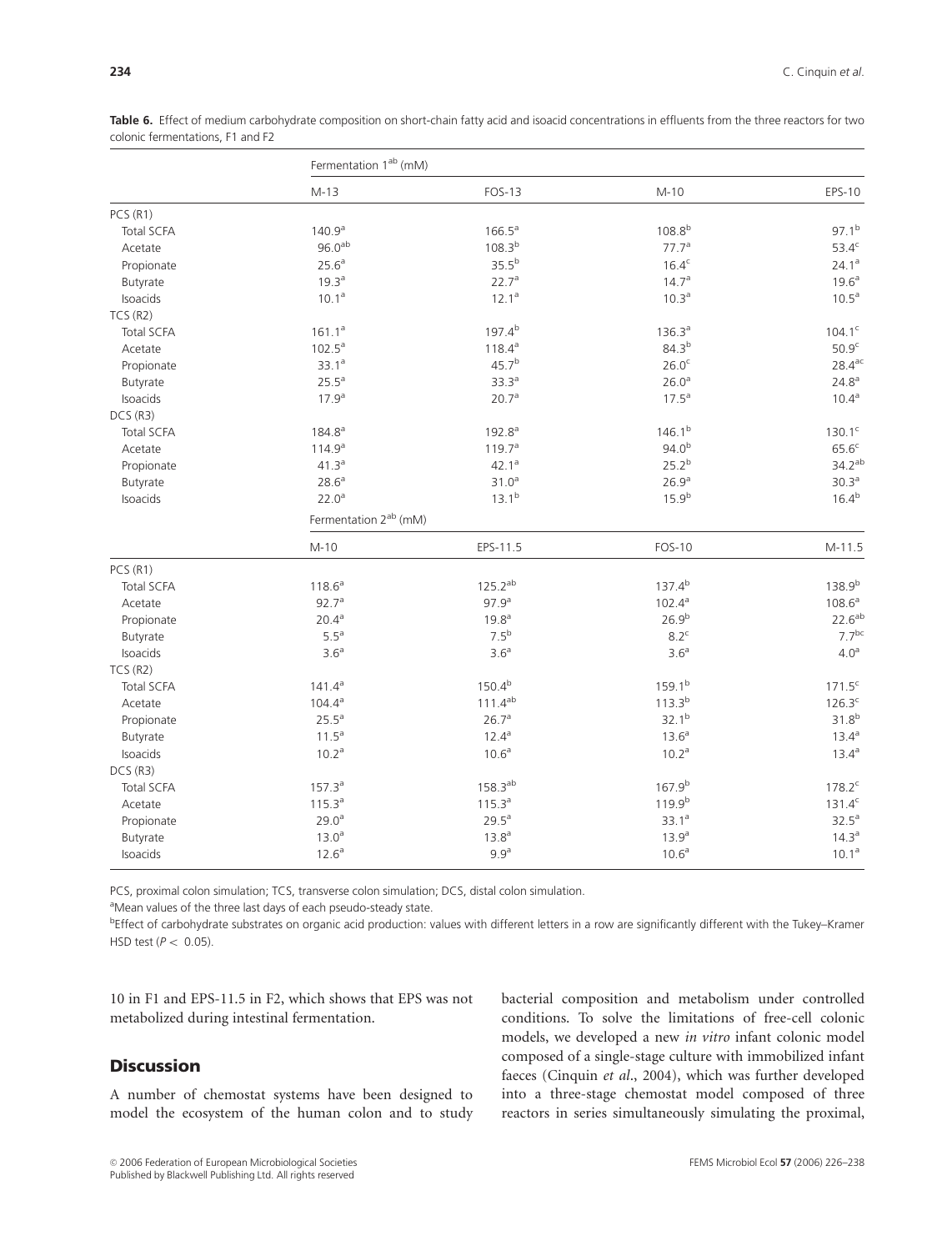**Table 6.** Effect of medium carbohydrate composition on short-chain fatty acid and isoacid concentrations in effluents from the three reactors for two colonic fermentations, F1 and F2

| | Fermentation 1[ab] (mM) | | | |
|---|---|---|---|---|
| | M-13 | FOS-13 | M-10 | EPS-10 |
| PCS (R1) | | | | |
| Total SCFA | 140.9[a] | 166.5[a] | 108.8[b] | 97.1[b] |
| Acetate | 96.0[ab] | 108.3[b] | 77.7[a] | 53.4[c] |
| Propionate | 25.6[a] | 35.5[b] | 16.4[c] | 24.1[a] |
| Butyrate | 19.3[a] | 22.7[a] | 14.7[a] | 19.6[a] |
| Isoacids | 10.1[a] | 12.1[a] | 10.3[a] | 10.5[a] |
| TCS (R2) | | | | |
| Total SCFA | 161.1[a] | 197.4[b] | 136.3[a] | 104.1[c] |
| Acetate | 102.5[a] | 118.4[a] | 84.3[b] | 50.9[c] |
| Propionate | 33.1[a] | 45.7[b] | 26.0[c] | 28.4[ac] |
| Butyrate | 25.5[a] | 33.3[a] | 26.0[a] | 24.8[a] |
| Isoacids | 17.9[a] | 20.7[a] | 17.5[a] | 10.4[a] |
| DCS (R3) | | | | |
| Total SCFA | 184.8[a] | 192.8[a] | 146.1[b] | 130.1[c] |
| Acetate | 114.9[a] | 119.7[a] | 94.0[b] | 65.6[c] |
| Propionate | 41.3[a] | 42.1[a] | 25.2[b] | 34.2[ab] |
| Butyrate | 28.6[a] | 31.0[a] | 26.9[a] | 30.3[a] |
| Isoacids | 22.0[a] | 13.1[b] | 15.9[b] | 16.4[b] |
| | Fermentation 2[ab] (mM) | | | |
| | M-10 | EPS-11.5 | FOS-10 | M-11.5 |
| PCS (R1) | | | | |
| Total SCFA | 118.6[a] | 125.2[ab] | 137.4[b] | 138.9[b] |
| Acetate | 92.7[a] | 97.9[a] | 102.4[a] | 108.6[a] |
| Propionate | 20.4[a] | 19.8[a] | 26.9[b] | 22.6[ab] |
| Butyrate | 5.5[a] | 7.5[b] | 8.2[c] | 7.7[bc] |
| Isoacids | 3.6[a] | 3.6[a] | 3.6[a] | 4.0[a] |
| TCS (R2) | | | | |
| Total SCFA | 141.4[a] | 150.4[b] | 159.1[b] | 171.5[c] |
| Acetate | 104.4[a] | 111.4[ab] | 113.3[b] | 126.3[c] |
| Propionate | 25.5[a] | 26.7[a] | 32.1[b] | 31.8[b] |
| Butyrate | 11.5[a] | 12.4[a] | 13.6[a] | 13.4[a] |
| Isoacids | 10.2[a] | 10.6[a] | 10.2[a] | 13.4[a] |
| DCS (R3) | | | | |
| Total SCFA | 157.3[a] | 158.3[ab] | 167.9[b] | 178.2[c] |
| Acetate | 115.3[a] | 115.3[a] | 119.9[b] | 131.4[c] |
| Propionate | 29.0[a] | 29.5[a] | 33.1[a] | 32.5[a] |
| Butyrate | 13.0[a] | 13.8[a] | 13.9[a] | 14.3[a] |
| Isoacids | 12.6[a] | 9.9[a] | 10.6[a] | 10.1[a] |

PCS, proximal colon simulation; TCS, transverse colon simulation; DCS, distal colon simulation.

[a]Mean values of the three last days of each pseudo-steady state.

[b]Effect of carbohydrate substrates on organic acid production: values with different letters in a row are significantly different with the Tukey–Kramer HSD test ($P < 0.05$).

10 in F1 and EPS-11.5 in F2, which shows that EPS was not metabolized during intestinal fermentation.

## Discussion

A number of chemostat systems have been designed to model the ecosystem of the human colon and to study bacterial composition and metabolism under controlled conditions. To solve the limitations of free-cell colonic models, we developed a new *in vitro* infant colonic model composed of a single-stage culture with immobilized infant faeces (Cinquin *et al*., 2004), which was further developed into a three-stage chemostat model composed of three reactors in series simultaneously simulating the proximal,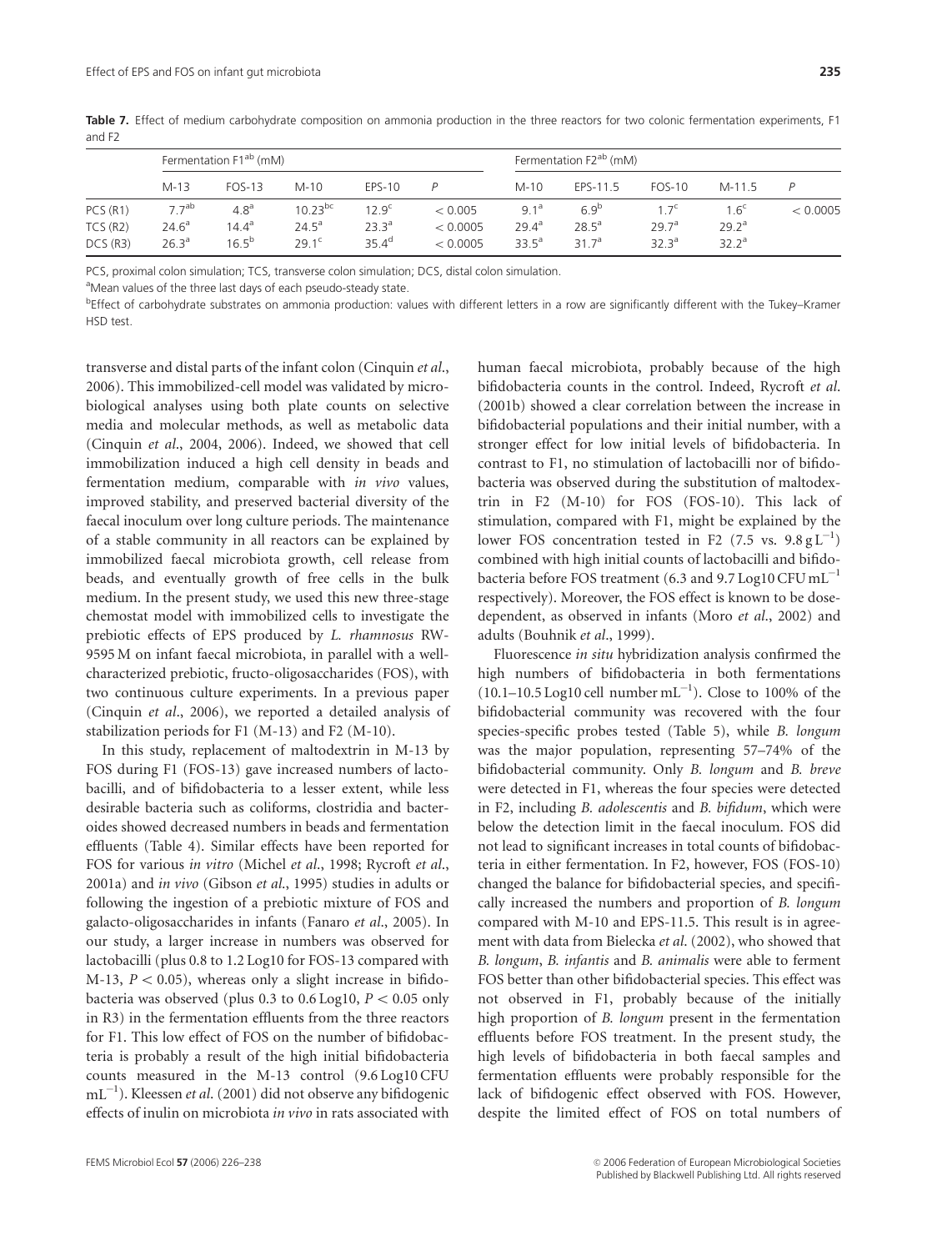**Table 7.** Effect of medium carbohydrate composition on ammonia production in the three reactors for two colonic fermentation experiments, F1 and F2

| | Fermentation F1[ab] (mM) | | | | | Fermentation F2[ab] (mM) | | | | |
|---|---|---|---|---|---|---|---|---|---|---|
| | M-13 | FOS-13 | M-10 | EPS-10 | $P$ | M-10 | EPS-11.5 | FOS-10 | M-11.5 | $P$ |
| PCS (R1) | 7.7[ab] | 4.8[a] | 10.23[bc] | 12.9[c] | < 0.005 | 9.1[a] | 6.9[b] | 1.7[c] | 1.6[c] | < 0.0005 |
| TCS (R2) | 24.6[a] | 14.4[a] | 24.5[a] | 23.3[a] | < 0.0005 | 29.4[a] | 28.5[a] | 29.7[a] | 29.2[a] | |
| DCS (R3) | 26.3[a] | 16.5[b] | 29.1[c] | 35.4[d] | < 0.0005 | 33.5[a] | 31.7[a] | 32.3[a] | 32.2[a] | |

PCS, proximal colon simulation; TCS, transverse colon simulation; DCS, distal colon simulation.

[a]Mean values of the three last days of each pseudo-steady state.

[b]Effect of carbohydrate substrates on ammonia production: values with different letters in a row are significantly different with the Tukey–Kramer HSD test.

transverse and distal parts of the infant colon (Cinquin *et al.*, 2006). This immobilized-cell model was validated by microbiological analyses using both plate counts on selective media and molecular methods, as well as metabolic data (Cinquin *et al.*, 2004, 2006). Indeed, we showed that cell immobilization induced a high cell density in beads and fermentation medium, comparable with *in vivo* values, improved stability, and preserved bacterial diversity of the faecal inoculum over long culture periods. The maintenance of a stable community in all reactors can be explained by immobilized faecal microbiota growth, cell release from beads, and eventually growth of free cells in the bulk medium. In the present study, we used this new three-stage chemostat model with immobilized cells to investigate the prebiotic effects of EPS produced by *L. rhamnosus* RW-9595 M on infant faecal microbiota, in parallel with a well-characterized prebiotic, fructo-oligosaccharides (FOS), with two continuous culture experiments. In a previous paper (Cinquin *et al.*, 2006), we reported a detailed analysis of stabilization periods for F1 (M-13) and F2 (M-10).

In this study, replacement of maltodextrin in M-13 by FOS during F1 (FOS-13) gave increased numbers of lactobacilli, and of bifidobacteria to a lesser extent, while less desirable bacteria such as coliforms, clostridia and bacteroides showed decreased numbers in beads and fermentation effluents (Table 4). Similar effects have been reported for FOS for various *in vitro* (Michel *et al.*, 1998; Rycroft *et al.*, 2001a) and *in vivo* (Gibson *et al.*, 1995) studies in adults or following the ingestion of a prebiotic mixture of FOS and galacto-oligosaccharides in infants (Fanaro *et al.*, 2005). In our study, a larger increase in numbers was observed for lactobacilli (plus 0.8 to 1.2 Log10 for FOS-13 compared with M-13, $P < 0.05$), whereas only a slight increase in bifidobacteria was observed (plus 0.3 to 0.6 Log10, $P < 0.05$ only in R3) in the fermentation effluents from the three reactors for F1. This low effect of FOS on the number of bifidobacteria is probably a result of the high initial bifidobacteria counts measured in the M-13 control (9.6 Log10 CFU $mL^{-1}$). Kleessen *et al.* (2001) did not observe any bifidogenic effects of inulin on microbiota *in vivo* in rats associated with human faecal microbiota, probably because of the high bifidobacteria counts in the control. Indeed, Rycroft *et al.* (2001b) showed a clear correlation between the increase in bifidobacterial populations and their initial number, with a stronger effect for low initial levels of bifidobacteria. In contrast to F1, no stimulation of lactobacilli nor of bifidobacteria was observed during the substitution of maltodextrin in F2 (M-10) for FOS (FOS-10). This lack of stimulation, compared with F1, might be explained by the lower FOS concentration tested in F2 (7.5 vs. 9.8 g $L^{-1}$) combined with high initial counts of lactobacilli and bifidobacteria before FOS treatment (6.3 and 9.7 Log10 CFU $mL^{-1}$ respectively). Moreover, the FOS effect is known to be dose-dependent, as observed in infants (Moro *et al.*, 2002) and adults (Bouhnik *et al.*, 1999).

Fluorescence *in situ* hybridization analysis confirmed the high numbers of bifidobacteria in both fermentations (10.1–10.5 Log10 cell number $mL^{-1}$). Close to 100% of the bifidobacterial community was recovered with the four species-specific probes tested (Table 5), while *B. longum* was the major population, representing 57–74% of the bifidobacterial community. Only *B. longum* and *B. breve* were detected in F1, whereas the four species were detected in F2, including *B. adolescentis* and *B. bifidum*, which were below the detection limit in the faecal inoculum. FOS did not lead to significant increases in total counts of bifidobacteria in either fermentation. In F2, however, FOS (FOS-10) changed the balance for bifidobacterial species, and specifically increased the numbers and proportion of *B. longum* compared with M-10 and EPS-11.5. This result is in agreement with data from Bielecka *et al.* (2002), who showed that *B. longum*, *B. infantis* and *B. animalis* were able to ferment FOS better than other bifidobacterial species. This effect was not observed in F1, probably because of the initially high proportion of *B. longum* present in the fermentation effluents before FOS treatment. In the present study, the high levels of bifidobacteria in both faecal samples and fermentation effluents were probably responsible for the lack of bifidogenic effect observed with FOS. However, despite the limited effect of FOS on total numbers of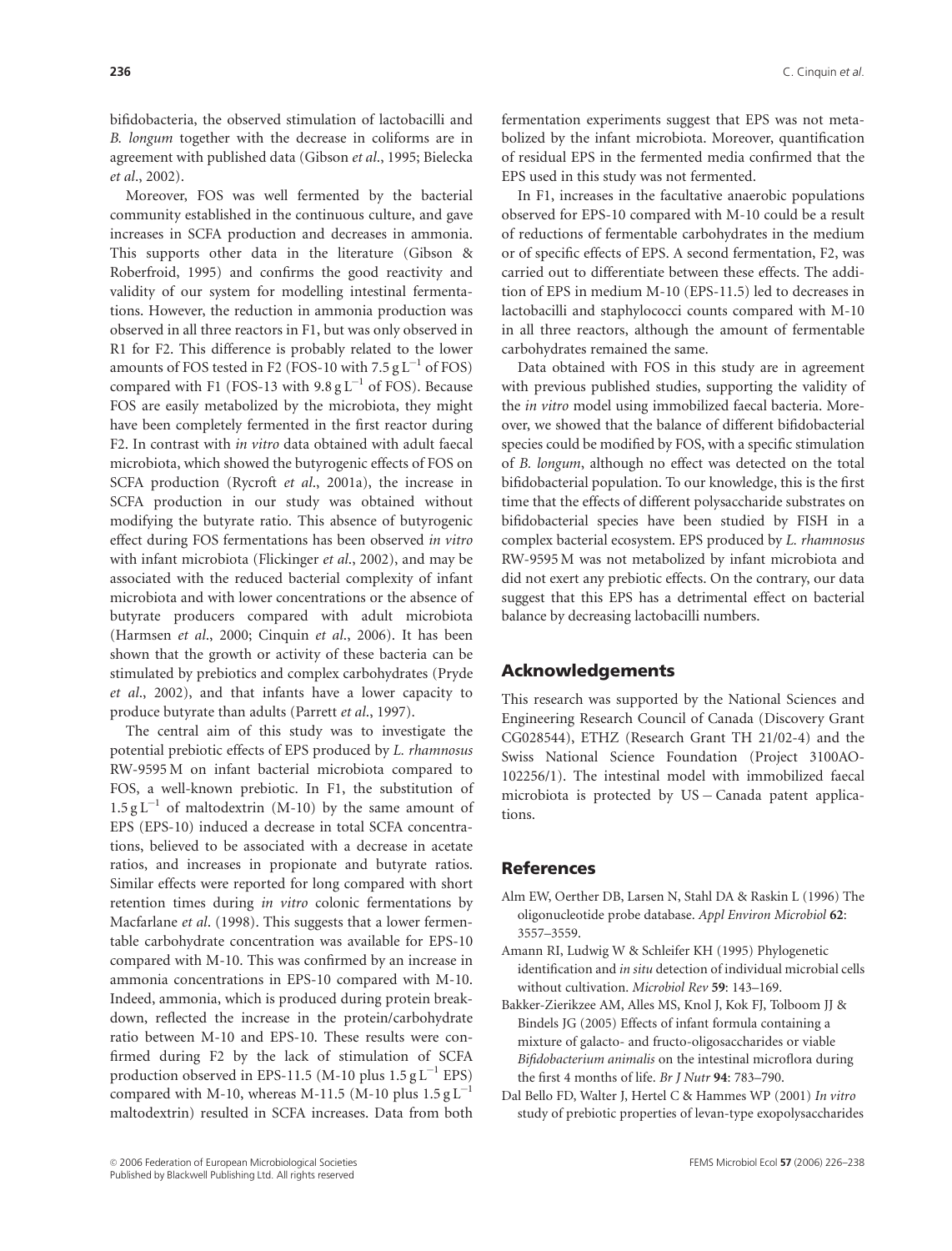bifidobacteria, the observed stimulation of lactobacilli and *B. longum* together with the decrease in coliforms are in agreement with published data (Gibson *et al*., 1995; Bielecka *et al*., 2002).

Moreover, FOS was well fermented by the bacterial community established in the continuous culture, and gave increases in SCFA production and decreases in ammonia. This supports other data in the literature (Gibson & Roberfroid, 1995) and confirms the good reactivity and validity of our system for modelling intestinal fermentations. However, the reduction in ammonia production was observed in all three reactors in F1, but was only observed in R1 for F2. This difference is probably related to the lower amounts of FOS tested in F2 (FOS-10 with $7.5\,g\,L^{-1}$ of FOS) compared with F1 (FOS-13 with $9.8\,g\,L^{-1}$ of FOS). Because FOS are easily metabolized by the microbiota, they might have been completely fermented in the first reactor during F2. In contrast with *in vitro* data obtained with adult faecal microbiota, which showed the butyrogenic effects of FOS on SCFA production (Rycroft *et al*., 2001a), the increase in SCFA production in our study was obtained without modifying the butyrate ratio. This absence of butyrogenic effect during FOS fermentations has been observed *in vitro* with infant microbiota (Flickinger *et al*., 2002), and may be associated with the reduced bacterial complexity of infant microbiota and with lower concentrations or the absence of butyrate producers compared with adult microbiota (Harmsen *et al*., 2000; Cinquin *et al*., 2006). It has been shown that the growth or activity of these bacteria can be stimulated by prebiotics and complex carbohydrates (Pryde *et al*., 2002), and that infants have a lower capacity to produce butyrate than adults (Parrett *et al*., 1997).

The central aim of this study was to investigate the potential prebiotic effects of EPS produced by *L. rhamnosus* RW-9595 M on infant bacterial microbiota compared to FOS, a well-known prebiotic. In F1, the substitution of $1.5\,g\,L^{-1}$ of maltodextrin (M-10) by the same amount of EPS (EPS-10) induced a decrease in total SCFA concentrations, believed to be associated with a decrease in acetate ratios, and increases in propionate and butyrate ratios. Similar effects were reported for long compared with short retention times during *in vitro* colonic fermentations by Macfarlane *et al*. (1998). This suggests that a lower fermentable carbohydrate concentration was available for EPS-10 compared with M-10. This was confirmed by an increase in ammonia concentrations in EPS-10 compared with M-10. Indeed, ammonia, which is produced during protein breakdown, reflected the increase in the protein/carbohydrate ratio between M-10 and EPS-10. These results were confirmed during F2 by the lack of stimulation of SCFA production observed in EPS-11.5 (M-10 plus $1.5\,g\,L^{-1}$ EPS) compared with M-10, whereas M-11.5 (M-10 plus $1.5\,g\,L^{-1}$ maltodextrin) resulted in SCFA increases. Data from both fermentation experiments suggest that EPS was not metabolized by the infant microbiota. Moreover, quantification of residual EPS in the fermented media confirmed that the EPS used in this study was not fermented.

In F1, increases in the facultative anaerobic populations observed for EPS-10 compared with M-10 could be a result of reductions of fermentable carbohydrates in the medium or of specific effects of EPS. A second fermentation, F2, was carried out to differentiate between these effects. The addition of EPS in medium M-10 (EPS-11.5) led to decreases in lactobacilli and staphylococci counts compared with M-10 in all three reactors, although the amount of fermentable carbohydrates remained the same.

Data obtained with FOS in this study are in agreement with previous published studies, supporting the validity of the *in vitro* model using immobilized faecal bacteria. Moreover, we showed that the balance of different bifidobacterial species could be modified by FOS, with a specific stimulation of *B. longum*, although no effect was detected on the total bifidobacterial population. To our knowledge, this is the first time that the effects of different polysaccharide substrates on bifidobacterial species have been studied by FISH in a complex bacterial ecosystem. EPS produced by *L. rhamnosus* RW-9595 M was not metabolized by infant microbiota and did not exert any prebiotic effects. On the contrary, our data suggest that this EPS has a detrimental effect on bacterial balance by decreasing lactobacilli numbers.

## Acknowledgements

This research was supported by the National Sciences and Engineering Research Council of Canada (Discovery Grant CG028544), ETHZ (Research Grant TH 21/02-4) and the Swiss National Science Foundation (Project 3100AO-102256/1). The intestinal model with immobilized faecal microbiota is protected by US – Canada patent applications.

## References

Alm EW, Oerther DB, Larsen N, Stahl DA & Raskin L (1996) The oligonucleotide probe database. *Appl Environ Microbiol* **62**: 3557–3559.

Amann RI, Ludwig W & Schleifer KH (1995) Phylogenetic identification and *in situ* detection of individual microbial cells without cultivation. *Microbiol Rev* **59**: 143–169.

Bakker-Zierikzee AM, Alles MS, Knol J, Kok FJ, Tolboom JJ & Bindels JG (2005) Effects of infant formula containing a mixture of galacto- and fructo-oligosaccharides or viable *Bifidobacterium animalis* on the intestinal microflora during the first 4 months of life. *Br J Nutr* **94**: 783–790.

Dal Bello FD, Walter J, Hertel C & Hammes WP (2001) *In vitro* study of prebiotic properties of levan-type exopolysaccharides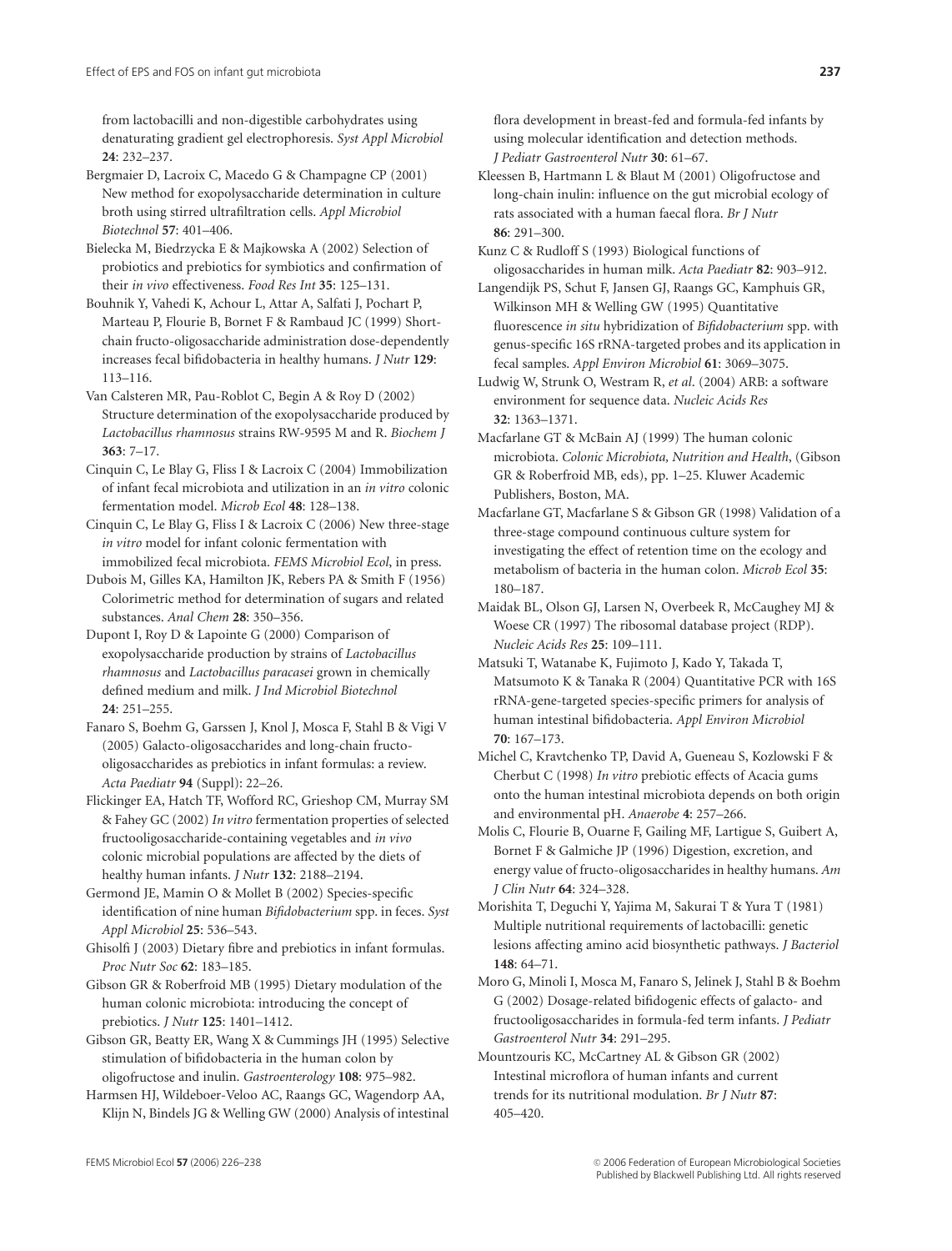from lactobacilli and non-digestible carbohydrates using denaturating gradient gel electrophoresis. *Syst Appl Microbiol* **24**: 232–237.

Bergmaier D, Lacroix C, Macedo G & Champagne CP (2001) New method for exopolysaccharide determination in culture broth using stirred ultrafiltration cells. *Appl Microbiol Biotechnol* **57**: 401–406.

Bielecka M, Biedrzycka E & Majkowska A (2002) Selection of probiotics and prebiotics for symbiotics and confirmation of their *in vivo* effectiveness. *Food Res Int* **35**: 125–131.

Bouhnik Y, Vahedi K, Achour L, Attar A, Salfati J, Pochart P, Marteau P, Flourie B, Bornet F & Rambaud JC (1999) Short-chain fructo-oligosaccharide administration dose-dependently increases fecal bifidobacteria in healthy humans. *J Nutr* **129**: 113–116.

Van Calsteren MR, Pau-Roblot C, Begin A & Roy D (2002) Structure determination of the exopolysaccharide produced by *Lactobacillus rhamnosus* strains RW-9595 M and R. *Biochem J* **363**: 7–17.

Cinquin C, Le Blay G, Fliss I & Lacroix C (2004) Immobilization of infant fecal microbiota and utilization in an *in vitro* colonic fermentation model. *Microb Ecol* **48**: 128–138.

Cinquin C, Le Blay G, Fliss I & Lacroix C (2006) New three-stage *in vitro* model for infant colonic fermentation with immobilized fecal microbiota. *FEMS Microbiol Ecol*, in press.

Dubois M, Gilles KA, Hamilton JK, Rebers PA & Smith F (1956) Colorimetric method for determination of sugars and related substances. *Anal Chem* **28**: 350–356.

Dupont I, Roy D & Lapointe G (2000) Comparison of exopolysaccharide production by strains of *Lactobacillus rhamnosus* and *Lactobacillus paracasei* grown in chemically defined medium and milk. *J Ind Microbiol Biotechnol* **24**: 251–255.

Fanaro S, Boehm G, Garssen J, Knol J, Mosca F, Stahl B & Vigi V (2005) Galacto-oligosaccharides and long-chain fructo-oligosaccharides as prebiotics in infant formulas: a review. *Acta Paediatr* **94** (Suppl): 22–26.

Flickinger EA, Hatch TF, Wofford RC, Grieshop CM, Murray SM & Fahey GC (2002) *In vitro* fermentation properties of selected fructooligosaccharide-containing vegetables and *in vivo* colonic microbial populations are affected by the diets of healthy human infants. *J Nutr* **132**: 2188–2194.

Germond JE, Mamin O & Mollet B (2002) Species-specific identification of nine human *Bifidobacterium* spp. in feces. *Syst Appl Microbiol* **25**: 536–543.

Ghisolfi J (2003) Dietary fibre and prebiotics in infant formulas. *Proc Nutr Soc* **62**: 183–185.

Gibson GR & Roberfroid MB (1995) Dietary modulation of the human colonic microbiota: introducing the concept of prebiotics. *J Nutr* **125**: 1401–1412.

Gibson GR, Beatty ER, Wang X & Cummings JH (1995) Selective stimulation of bifidobacteria in the human colon by oligofructose and inulin. *Gastroenterology* **108**: 975–982.

Harmsen HJ, Wildeboer-Veloo AC, Raangs GC, Wagendorp AA, Klijn N, Bindels JG & Welling GW (2000) Analysis of intestinal flora development in breast-fed and formula-fed infants by using molecular identification and detection methods. *J Pediatr Gastroenterol Nutr* **30**: 61–67.

Kleessen B, Hartmann L & Blaut M (2001) Oligofructose and long-chain inulin: influence on the gut microbial ecology of rats associated with a human faecal flora. *Br J Nutr* **86**: 291–300.

Kunz C & Rudloff S (1993) Biological functions of oligosaccharides in human milk. *Acta Paediatr* **82**: 903–912.

Langendijk PS, Schut F, Jansen GJ, Raangs GC, Kamphuis GR, Wilkinson MH & Welling GW (1995) Quantitative fluorescence *in situ* hybridization of *Bifidobacterium* spp. with genus-specific 16S rRNA-targeted probes and its application in fecal samples. *Appl Environ Microbiol* **61**: 3069–3075.

Ludwig W, Strunk O, Westram R, *et al*. (2004) ARB: a software environment for sequence data. *Nucleic Acids Res* **32**: 1363–1371.

Macfarlane GT & McBain AJ (1999) The human colonic microbiota. *Colonic Microbiota, Nutrition and Health*, (Gibson GR & Roberfroid MB, eds), pp. 1–25. Kluwer Academic Publishers, Boston, MA.

Macfarlane GT, Macfarlane S & Gibson GR (1998) Validation of a three-stage compound continuous culture system for investigating the effect of retention time on the ecology and metabolism of bacteria in the human colon. *Microb Ecol* **35**: 180–187.

Maidak BL, Olson GJ, Larsen N, Overbeek R, McCaughey MJ & Woese CR (1997) The ribosomal database project (RDP). *Nucleic Acids Res* **25**: 109–111.

Matsuki T, Watanabe K, Fujimoto J, Kado Y, Takada T, Matsumoto K & Tanaka R (2004) Quantitative PCR with 16S rRNA-gene-targeted species-specific primers for analysis of human intestinal bifidobacteria. *Appl Environ Microbiol* **70**: 167–173.

Michel C, Kravtchenko TP, David A, Gueneau S, Kozlowski F & Cherbut C (1998) *In vitro* prebiotic effects of Acacia gums onto the human intestinal microbiota depends on both origin and environmental pH. *Anaerobe* **4**: 257–266.

Molis C, Flourie B, Ouarne F, Gailing MF, Lartigue S, Guibert A, Bornet F & Galmiche JP (1996) Digestion, excretion, and energy value of fructo-oligosaccharides in healthy humans. *Am J Clin Nutr* **64**: 324–328.

Morishita T, Deguchi Y, Yajima M, Sakurai T & Yura T (1981) Multiple nutritional requirements of lactobacilli: genetic lesions affecting amino acid biosynthetic pathways. *J Bacteriol* **148**: 64–71.

Moro G, Minoli I, Mosca M, Fanaro S, Jelinek J, Stahl B & Boehm G (2002) Dosage-related bifidogenic effects of galacto- and fructooligosaccharides in formula-fed term infants. *J Pediatr Gastroenterol Nutr* **34**: 291–295.

Mountzouris KC, McCartney AL & Gibson GR (2002) Intestinal microflora of human infants and current trends for its nutritional modulation. *Br J Nutr* **87**: 405–420.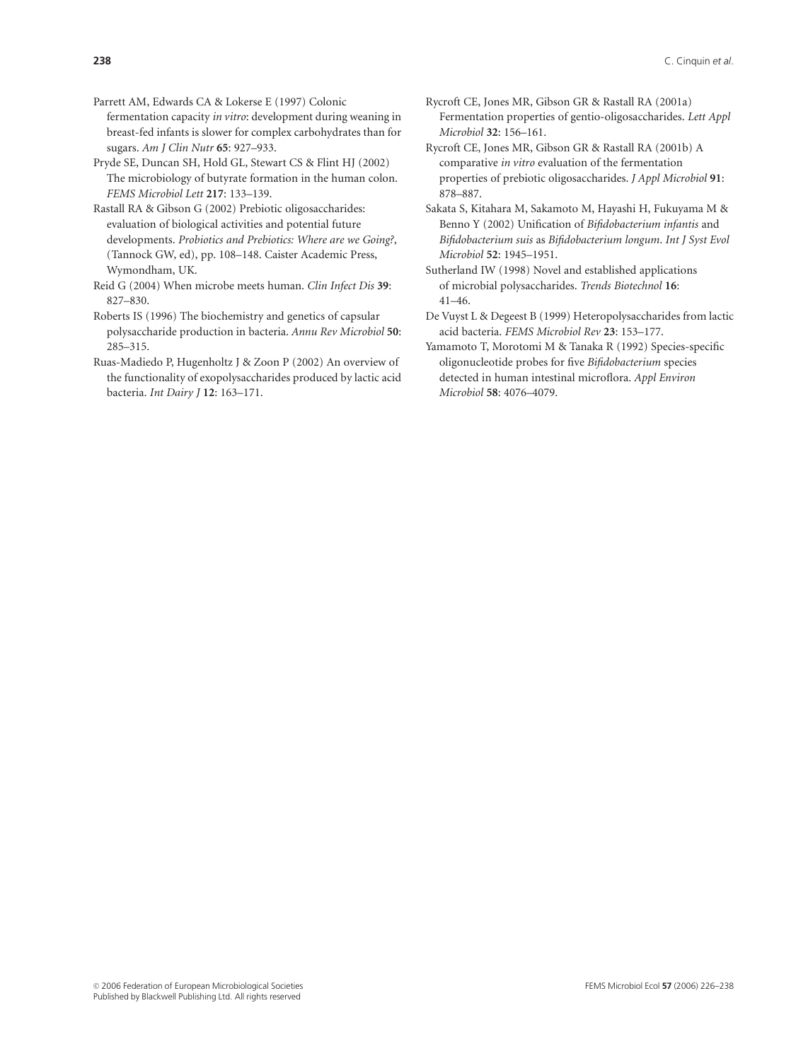Parrett AM, Edwards CA & Lokerse E (1997) Colonic fermentation capacity *in vitro*: development during weaning in breast-fed infants is slower for complex carbohydrates than for sugars. *Am J Clin Nutr* **65**: 927–933.

Pryde SE, Duncan SH, Hold GL, Stewart CS & Flint HJ (2002) The microbiology of butyrate formation in the human colon. *FEMS Microbiol Lett* **217**: 133–139.

Rastall RA & Gibson G (2002) Prebiotic oligosaccharides: evaluation of biological activities and potential future developments. *Probiotics and Prebiotics: Where are we Going?*, (Tannock GW, ed), pp. 108–148. Caister Academic Press, Wymondham, UK.

Reid G (2004) When microbe meets human. *Clin Infect Dis* **39**: 827–830.

Roberts IS (1996) The biochemistry and genetics of capsular polysaccharide production in bacteria. *Annu Rev Microbiol* **50**: 285–315.

Ruas-Madiedo P, Hugenholtz J & Zoon P (2002) An overview of the functionality of exopolysaccharides produced by lactic acid bacteria. *Int Dairy J* **12**: 163–171.

Rycroft CE, Jones MR, Gibson GR & Rastall RA (2001a) Fermentation properties of gentio-oligosaccharides. *Lett Appl Microbiol* **32**: 156–161.

Rycroft CE, Jones MR, Gibson GR & Rastall RA (2001b) A comparative *in vitro* evaluation of the fermentation properties of prebiotic oligosaccharides. *J Appl Microbiol* **91**: 878–887.

Sakata S, Kitahara M, Sakamoto M, Hayashi H, Fukuyama M & Benno Y (2002) Unification of *Bifidobacterium infantis* and *Bifidobacterium suis* as *Bifidobacterium longum*. *Int J Syst Evol Microbiol* **52**: 1945–1951.

Sutherland IW (1998) Novel and established applications of microbial polysaccharides. *Trends Biotechnol* **16**: 41–46.

De Vuyst L & Degeest B (1999) Heteropolysaccharides from lactic acid bacteria. *FEMS Microbiol Rev* **23**: 153–177.

Yamamoto T, Morotomi M & Tanaka R (1992) Species-specific oligonucleotide probes for five *Bifidobacterium* species detected in human intestinal microflora. *Appl Environ Microbiol* **58**: 4076–4079.